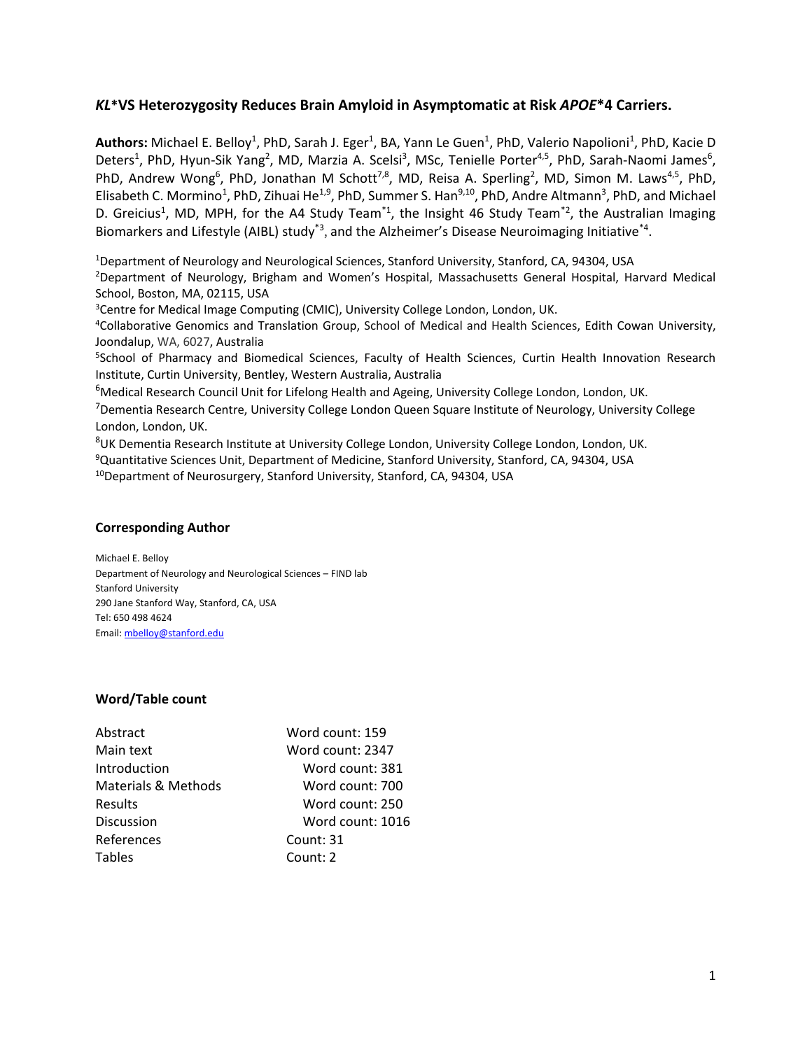# *KL*\*VS Heterozygosity Reduces Brain Amyloid in Asymptomatic at Risk *APOE*\*4 Carriers.

**Authors:** Michael E. Belloy[1], PhD, Sarah J. Eger[1], BA, Yann Le Guen[1], PhD, Valerio Napolioni[1], PhD, Kacie D Deters[1], PhD, Hyun-Sik Yang[2], MD, Marzia A. Scelsi[3], MSc, Tenielle Porter[4,5], PhD, Sarah-Naomi James[6], PhD, Andrew Wong[6], PhD, Jonathan M Schott[7,8], MD, Reisa A. Sperling[2], MD, Simon M. Laws[4,5], PhD, Elisabeth C. Mormino[1], PhD, Zihuai He[1,9], PhD, Summer S. Han[9,10], PhD, Andre Altmann[3], PhD, and Michael D. Greicius[1], MD, MPH, for the A4 Study Team[*1], the Insight 46 Study Team[*2], the Australian Imaging Biomarkers and Lifestyle (AIBL) study[*3], and the Alzheimer's Disease Neuroimaging Initiative[*4].

[1]Department of Neurology and Neurological Sciences, Stanford University, Stanford, CA, 94304, USA

[2]Department of Neurology, Brigham and Women's Hospital, Massachusetts General Hospital, Harvard Medical School, Boston, MA, 02115, USA

[3]Centre for Medical Image Computing (CMIC), University College London, London, UK.

[4]Collaborative Genomics and Translation Group, School of Medical and Health Sciences, Edith Cowan University, Joondalup, WA, 6027, Australia

[5]School of Pharmacy and Biomedical Sciences, Faculty of Health Sciences, Curtin Health Innovation Research Institute, Curtin University, Bentley, Western Australia, Australia

[6]Medical Research Council Unit for Lifelong Health and Ageing, University College London, London, UK.

[7]Dementia Research Centre, University College London Queen Square Institute of Neurology, University College London, London, UK.

[8]UK Dementia Research Institute at University College London, University College London, London, UK.

[9]Quantitative Sciences Unit, Department of Medicine, Stanford University, Stanford, CA, 94304, USA

[10]Department of Neurosurgery, Stanford University, Stanford, CA, 94304, USA

## Corresponding Author

Michael E. Belloy
Department of Neurology and Neurological Sciences – FIND lab
Stanford University
290 Jane Stanford Way, Stanford, CA, USA
Tel: 650 498 4624
Email: mbelloy@stanford.edu

## Word/Table count

| | |
|---|---|
| Abstract | Word count: 159 |
| Main text | Word count: 2347 |
| Introduction | Word count: 381 |
| Materials & Methods | Word count: 700 |
| Results | Word count: 250 |
| Discussion | Word count: 1016 |
| References | Count: 31 |
| Tables | Count: 2 |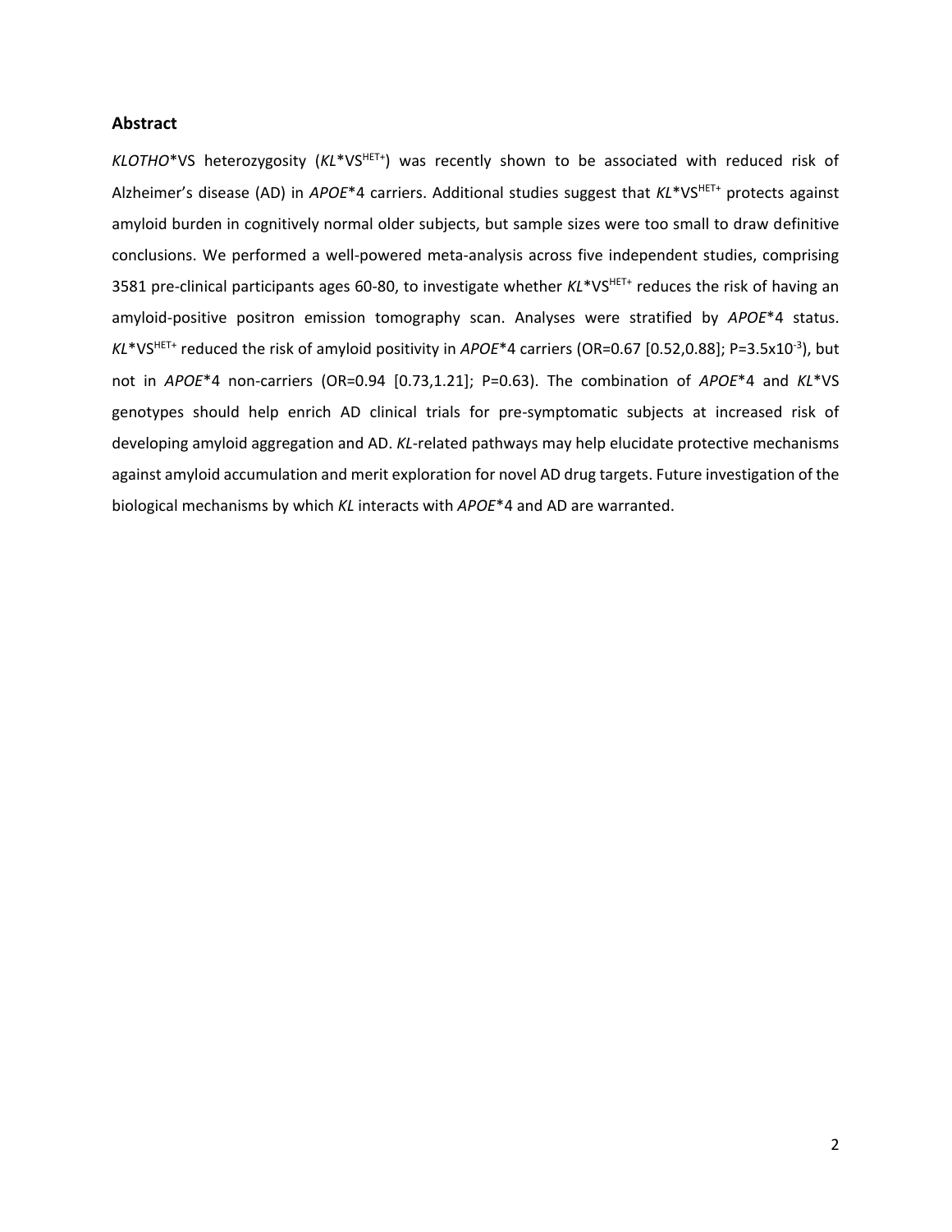## Abstract

*KLOTHO*\*VS heterozygosity (*KL*\*VS$^{HET+}$) was recently shown to be associated with reduced risk of Alzheimer's disease (AD) in *APOE*\*4 carriers. Additional studies suggest that *KL*\*VS$^{HET+}$ protects against amyloid burden in cognitively normal older subjects, but sample sizes were too small to draw definitive conclusions. We performed a well-powered meta-analysis across five independent studies, comprising 3581 pre-clinical participants ages 60-80, to investigate whether *KL*\*VS$^{HET+}$ reduces the risk of having an amyloid-positive positron emission tomography scan. Analyses were stratified by *APOE*\*4 status. *KL*\*VS$^{HET+}$ reduced the risk of amyloid positivity in *APOE*\*4 carriers (OR=0.67 [0.52,0.88]; P=$3.5 \times 10^{-3}$), but not in *APOE*\*4 non-carriers (OR=0.94 [0.73,1.21]; P=0.63). The combination of *APOE*\*4 and *KL*\*VS genotypes should help enrich AD clinical trials for pre-symptomatic subjects at increased risk of developing amyloid aggregation and AD. *KL*-related pathways may help elucidate protective mechanisms against amyloid accumulation and merit exploration for novel AD drug targets. Future investigation of the biological mechanisms by which *KL* interacts with *APOE*\*4 and AD are warranted.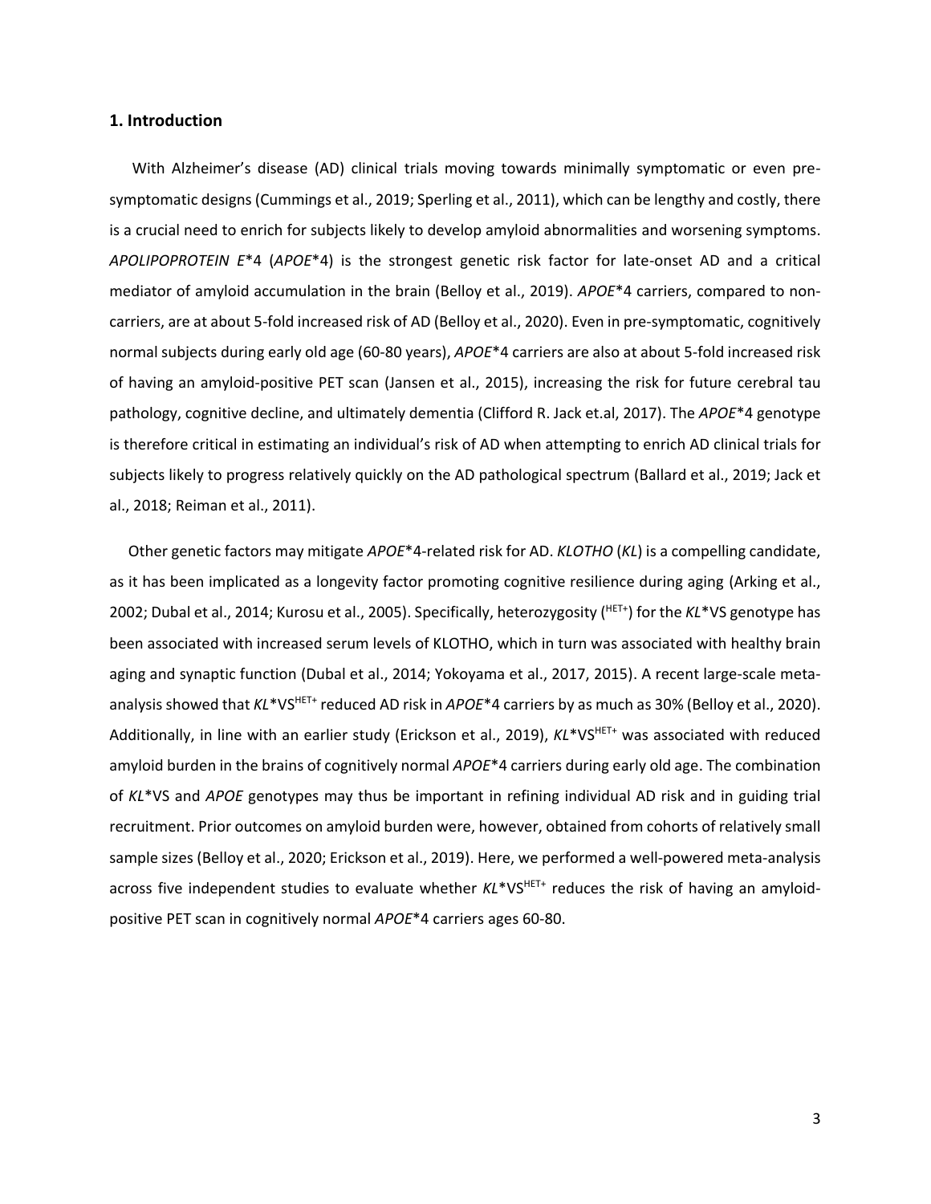## 1. Introduction

With Alzheimer's disease (AD) clinical trials moving towards minimally symptomatic or even pre-symptomatic designs (Cummings et al., 2019; Sperling et al., 2011), which can be lengthy and costly, there is a crucial need to enrich for subjects likely to develop amyloid abnormalities and worsening symptoms. *APOLIPOPROTEIN E*\*4 (*APOE*\*4) is the strongest genetic risk factor for late-onset AD and a critical mediator of amyloid accumulation in the brain (Belloy et al., 2019). *APOE*\*4 carriers, compared to non-carriers, are at about 5-fold increased risk of AD (Belloy et al., 2020). Even in pre-symptomatic, cognitively normal subjects during early old age (60-80 years), *APOE*\*4 carriers are also at about 5-fold increased risk of having an amyloid-positive PET scan (Jansen et al., 2015), increasing the risk for future cerebral tau pathology, cognitive decline, and ultimately dementia (Clifford R. Jack et.al, 2017). The *APOE*\*4 genotype is therefore critical in estimating an individual's risk of AD when attempting to enrich AD clinical trials for subjects likely to progress relatively quickly on the AD pathological spectrum (Ballard et al., 2019; Jack et al., 2018; Reiman et al., 2011).

Other genetic factors may mitigate *APOE*\*4-related risk for AD. *KLOTHO* (*KL*) is a compelling candidate, as it has been implicated as a longevity factor promoting cognitive resilience during aging (Arking et al., 2002; Dubal et al., 2014; Kurosu et al., 2005). Specifically, heterozygosity ($^{HET+}$) for the *KL*\*VS genotype has been associated with increased serum levels of KLOTHO, which in turn was associated with healthy brain aging and synaptic function (Dubal et al., 2014; Yokoyama et al., 2017, 2015). A recent large-scale meta-analysis showed that *KL*\*VS$^{HET+}$ reduced AD risk in *APOE*\*4 carriers by as much as 30% (Belloy et al., 2020). Additionally, in line with an earlier study (Erickson et al., 2019), *KL*\*VS$^{HET+}$ was associated with reduced amyloid burden in the brains of cognitively normal *APOE*\*4 carriers during early old age. The combination of *KL*\*VS and *APOE* genotypes may thus be important in refining individual AD risk and in guiding trial recruitment. Prior outcomes on amyloid burden were, however, obtained from cohorts of relatively small sample sizes (Belloy et al., 2020; Erickson et al., 2019). Here, we performed a well-powered meta-analysis across five independent studies to evaluate whether *KL*\*VS$^{HET+}$ reduces the risk of having an amyloid-positive PET scan in cognitively normal *APOE*\*4 carriers ages 60-80.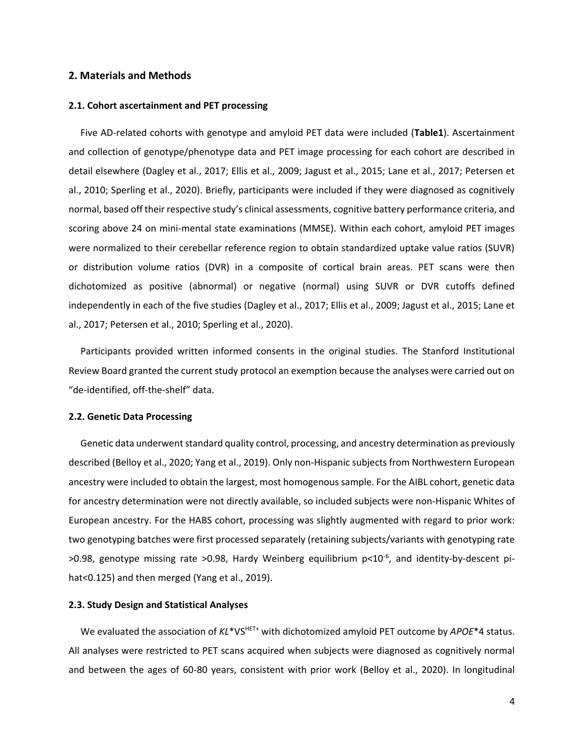## 2. Materials and Methods

### 2.1. Cohort ascertainment and PET processing

Five AD-related cohorts with genotype and amyloid PET data were included (**Table1**). Ascertainment and collection of genotype/phenotype data and PET image processing for each cohort are described in detail elsewhere (Dagley et al., 2017; Ellis et al., 2009; Jagust et al., 2015; Lane et al., 2017; Petersen et al., 2010; Sperling et al., 2020). Briefly, participants were included if they were diagnosed as cognitively normal, based off their respective study's clinical assessments, cognitive battery performance criteria, and scoring above 24 on mini-mental state examinations (MMSE). Within each cohort, amyloid PET images were normalized to their cerebellar reference region to obtain standardized uptake value ratios (SUVR) or distribution volume ratios (DVR) in a composite of cortical brain areas. PET scans were then dichotomized as positive (abnormal) or negative (normal) using SUVR or DVR cutoffs defined independently in each of the five studies (Dagley et al., 2017; Ellis et al., 2009; Jagust et al., 2015; Lane et al., 2017; Petersen et al., 2010; Sperling et al., 2020).

Participants provided written informed consents in the original studies. The Stanford Institutional Review Board granted the current study protocol an exemption because the analyses were carried out on "de-identified, off-the-shelf" data.

### 2.2. Genetic Data Processing

Genetic data underwent standard quality control, processing, and ancestry determination as previously described (Belloy et al., 2020; Yang et al., 2019). Only non-Hispanic subjects from Northwestern European ancestry were included to obtain the largest, most homogenous sample. For the AIBL cohort, genetic data for ancestry determination were not directly available, so included subjects were non-Hispanic Whites of European ancestry. For the HABS cohort, processing was slightly augmented with regard to prior work: two genotyping batches were first processed separately (retaining subjects/variants with genotyping rate >0.98, genotype missing rate >0.98, Hardy Weinberg equilibrium $p<10^{-6}$, and identity-by-descent pi-hat<0.125) and then merged (Yang et al., 2019).

### 2.3. Study Design and Statistical Analyses

We evaluated the association of *KL**VS$^{HET+}$ with dichotomized amyloid PET outcome by *APOE**4 status. All analyses were restricted to PET scans acquired when subjects were diagnosed as cognitively normal and between the ages of 60-80 years, consistent with prior work (Belloy et al., 2020). In longitudinal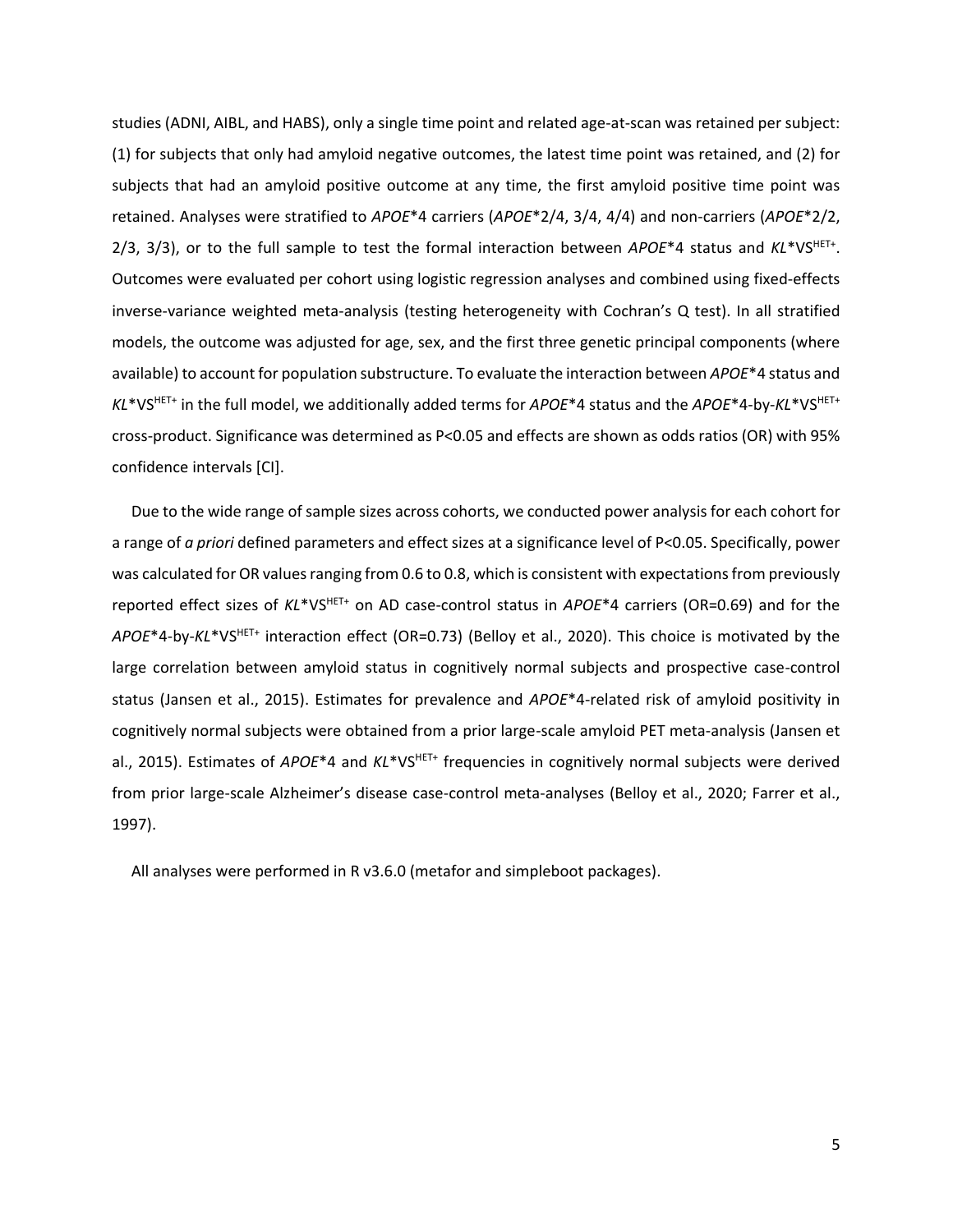studies (ADNI, AIBL, and HABS), only a single time point and related age-at-scan was retained per subject: (1) for subjects that only had amyloid negative outcomes, the latest time point was retained, and (2) for subjects that had an amyloid positive outcome at any time, the first amyloid positive time point was retained. Analyses were stratified to *APOE*\*4 carriers (*APOE*\*2/4, 3/4, 4/4) and non-carriers (*APOE*\*2/2, 2/3, 3/3), or to the full sample to test the formal interaction between *APOE*\*4 status and *KL*\*VS$^{HET+}$. Outcomes were evaluated per cohort using logistic regression analyses and combined using fixed-effects inverse-variance weighted meta-analysis (testing heterogeneity with Cochran's Q test). In all stratified models, the outcome was adjusted for age, sex, and the first three genetic principal components (where available) to account for population substructure. To evaluate the interaction between *APOE*\*4 status and *KL*\*VS$^{HET+}$ in the full model, we additionally added terms for *APOE*\*4 status and the *APOE*\*4-by-*KL*\*VS$^{HET+}$ cross-product. Significance was determined as $P<0.05$ and effects are shown as odds ratios (OR) with 95% confidence intervals [CI].

Due to the wide range of sample sizes across cohorts, we conducted power analysis for each cohort for a range of *a priori* defined parameters and effect sizes at a significance level of $P<0.05$. Specifically, power was calculated for OR values ranging from 0.6 to 0.8, which is consistent with expectations from previously reported effect sizes of *KL*\*VS$^{HET+}$ on AD case-control status in *APOE*\*4 carriers (OR=0.69) and for the *APOE*\*4-by-*KL*\*VS$^{HET+}$ interaction effect (OR=0.73) (Belloy et al., 2020). This choice is motivated by the large correlation between amyloid status in cognitively normal subjects and prospective case-control status (Jansen et al., 2015). Estimates for prevalence and *APOE*\*4-related risk of amyloid positivity in cognitively normal subjects were obtained from a prior large-scale amyloid PET meta-analysis (Jansen et al., 2015). Estimates of *APOE*\*4 and *KL*\*VS$^{HET+}$ frequencies in cognitively normal subjects were derived from prior large-scale Alzheimer's disease case-control meta-analyses (Belloy et al., 2020; Farrer et al., 1997).

All analyses were performed in R v3.6.0 (metafor and simpleboot packages).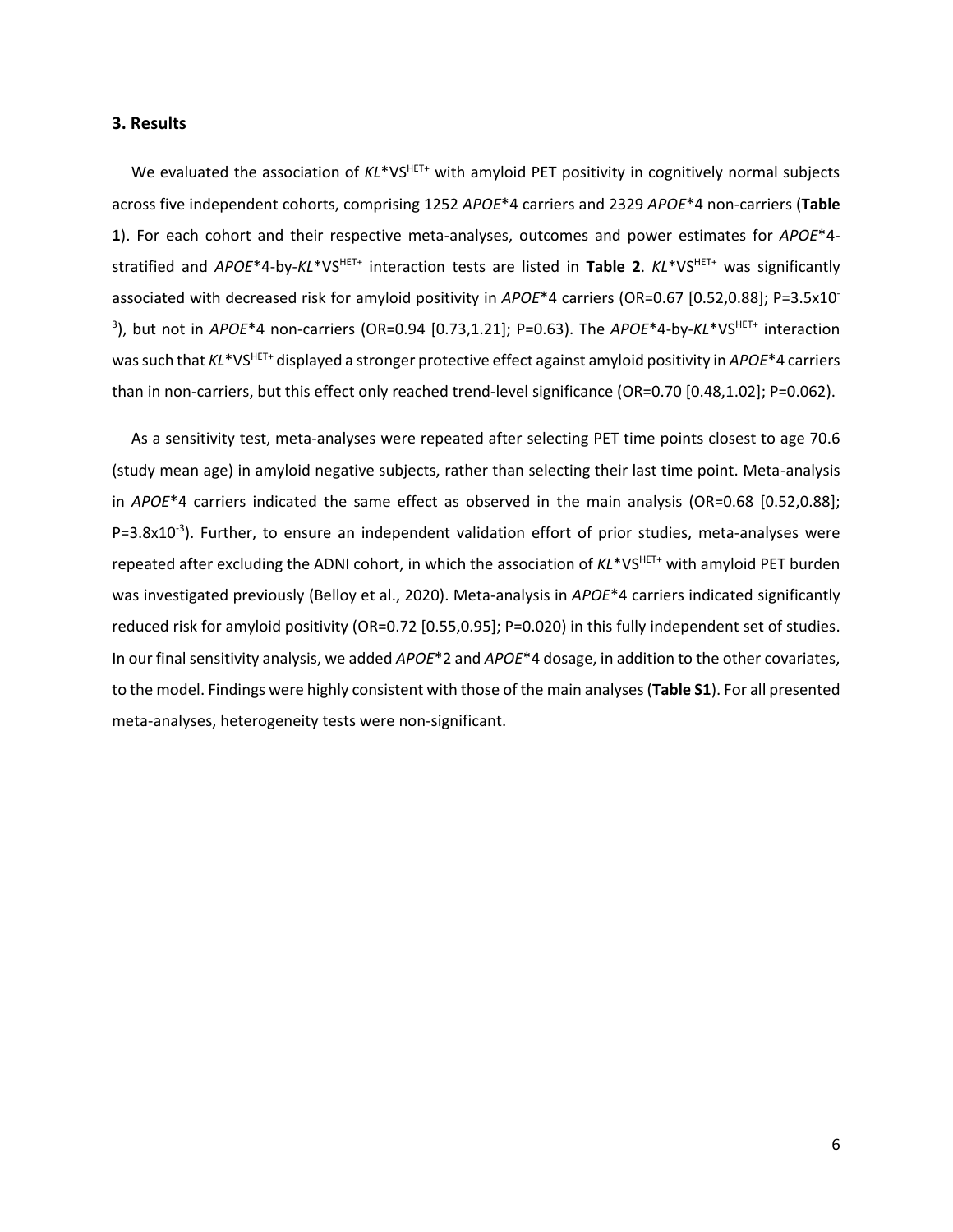### 3. Results

We evaluated the association of *KL*\*VS$^{HET+}$ with amyloid PET positivity in cognitively normal subjects across five independent cohorts, comprising 1252 *APOE*\*4 carriers and 2329 *APOE*\*4 non-carriers (**Table 1**). For each cohort and their respective meta-analyses, outcomes and power estimates for *APOE*\*4-stratified and *APOE*\*4-by-*KL*\*VS$^{HET+}$ interaction tests are listed in **Table 2**. *KL*\*VS$^{HET+}$ was significantly associated with decreased risk for amyloid positivity in *APOE*\*4 carriers (OR=0.67 [0.52,0.88]; P=$3.5 \times 10^{-3}$), but not in *APOE*\*4 non-carriers (OR=0.94 [0.73,1.21]; P=0.63). The *APOE*\*4-by-*KL*\*VS$^{HET+}$ interaction was such that *KL*\*VS$^{HET+}$ displayed a stronger protective effect against amyloid positivity in *APOE*\*4 carriers than in non-carriers, but this effect only reached trend-level significance (OR=0.70 [0.48,1.02]; P=0.062).

As a sensitivity test, meta-analyses were repeated after selecting PET time points closest to age 70.6 (study mean age) in amyloid negative subjects, rather than selecting their last time point. Meta-analysis in *APOE*\*4 carriers indicated the same effect as observed in the main analysis (OR=0.68 [0.52,0.88]; P=$3.8 \times 10^{-3}$). Further, to ensure an independent validation effort of prior studies, meta-analyses were repeated after excluding the ADNI cohort, in which the association of *KL*\*VS$^{HET+}$ with amyloid PET burden was investigated previously (Belloy et al., 2020). Meta-analysis in *APOE*\*4 carriers indicated significantly reduced risk for amyloid positivity (OR=0.72 [0.55,0.95]; P=0.020) in this fully independent set of studies. In our final sensitivity analysis, we added *APOE*\*2 and *APOE*\*4 dosage, in addition to the other covariates, to the model. Findings were highly consistent with those of the main analyses (**Table S1**). For all presented meta-analyses, heterogeneity tests were non-significant.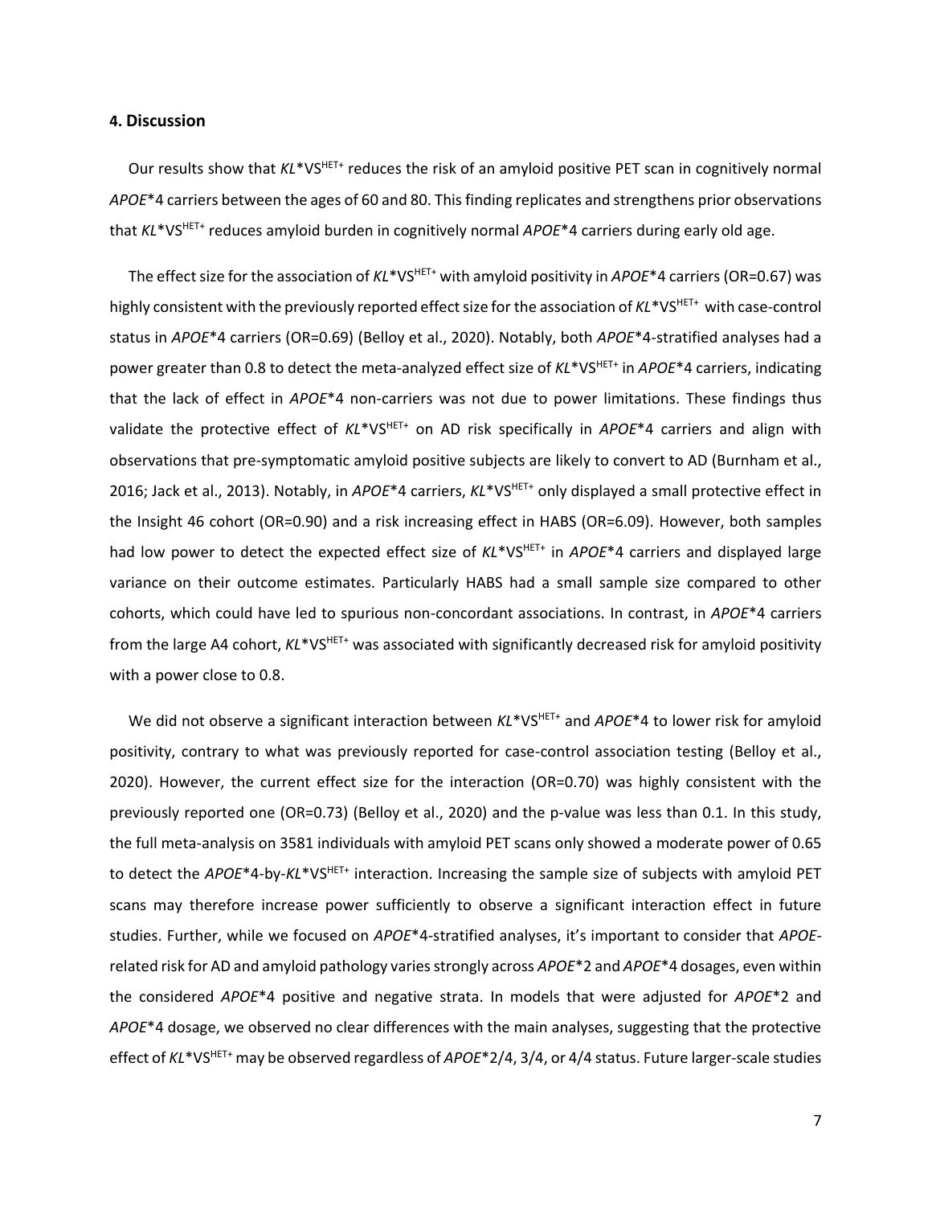## 4. Discussion

Our results show that *KL*\*VS$^{HET+}$ reduces the risk of an amyloid positive PET scan in cognitively normal *APOE*\*4 carriers between the ages of 60 and 80. This finding replicates and strengthens prior observations that *KL*\*VS$^{HET+}$ reduces amyloid burden in cognitively normal *APOE*\*4 carriers during early old age.

The effect size for the association of *KL*\*VS$^{HET+}$ with amyloid positivity in *APOE*\*4 carriers (OR=0.67) was highly consistent with the previously reported effect size for the association of *KL*\*VS$^{HET+}$ with case-control status in *APOE*\*4 carriers (OR=0.69) (Belloy et al., 2020). Notably, both *APOE*\*4-stratified analyses had a power greater than 0.8 to detect the meta-analyzed effect size of *KL*\*VS$^{HET+}$ in *APOE*\*4 carriers, indicating that the lack of effect in *APOE*\*4 non-carriers was not due to power limitations. These findings thus validate the protective effect of *KL*\*VS$^{HET+}$ on AD risk specifically in *APOE*\*4 carriers and align with observations that pre-symptomatic amyloid positive subjects are likely to convert to AD (Burnham et al., 2016; Jack et al., 2013). Notably, in *APOE*\*4 carriers, *KL*\*VS$^{HET+}$ only displayed a small protective effect in the Insight 46 cohort (OR=0.90) and a risk increasing effect in HABS (OR=6.09). However, both samples had low power to detect the expected effect size of *KL*\*VS$^{HET+}$ in *APOE*\*4 carriers and displayed large variance on their outcome estimates. Particularly HABS had a small sample size compared to other cohorts, which could have led to spurious non-concordant associations. In contrast, in *APOE*\*4 carriers from the large A4 cohort, *KL*\*VS$^{HET+}$ was associated with significantly decreased risk for amyloid positivity with a power close to 0.8.

We did not observe a significant interaction between *KL*\*VS$^{HET+}$ and *APOE*\*4 to lower risk for amyloid positivity, contrary to what was previously reported for case-control association testing (Belloy et al., 2020). However, the current effect size for the interaction (OR=0.70) was highly consistent with the previously reported one (OR=0.73) (Belloy et al., 2020) and the p-value was less than 0.1. In this study, the full meta-analysis on 3581 individuals with amyloid PET scans only showed a moderate power of 0.65 to detect the *APOE*\*4-by-*KL*\*VS$^{HET+}$ interaction. Increasing the sample size of subjects with amyloid PET scans may therefore increase power sufficiently to observe a significant interaction effect in future studies. Further, while we focused on *APOE*\*4-stratified analyses, it's important to consider that *APOE*-related risk for AD and amyloid pathology varies strongly across *APOE*\*2 and *APOE*\*4 dosages, even within the considered *APOE*\*4 positive and negative strata. In models that were adjusted for *APOE*\*2 and *APOE*\*4 dosage, we observed no clear differences with the main analyses, suggesting that the protective effect of *KL*\*VS$^{HET+}$ may be observed regardless of *APOE*\*2/4, 3/4, or 4/4 status. Future larger-scale studies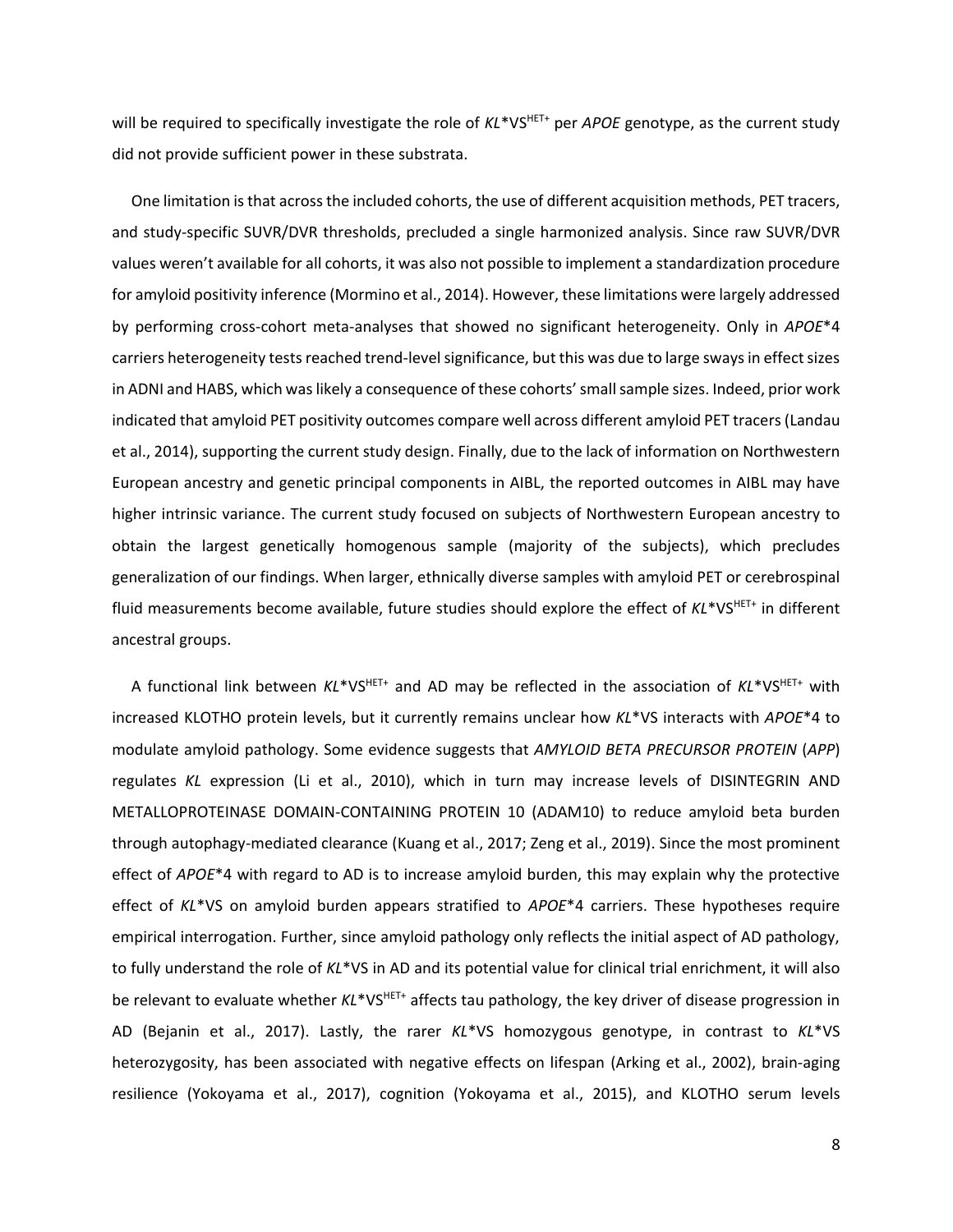will be required to specifically investigate the role of *KL*\*VS$^{HET+}$ per *APOE* genotype, as the current study did not provide sufficient power in these substrata.

One limitation is that across the included cohorts, the use of different acquisition methods, PET tracers, and study-specific SUVR/DVR thresholds, precluded a single harmonized analysis. Since raw SUVR/DVR values weren't available for all cohorts, it was also not possible to implement a standardization procedure for amyloid positivity inference (Mormino et al., 2014). However, these limitations were largely addressed by performing cross-cohort meta-analyses that showed no significant heterogeneity. Only in *APOE*\*4 carriers heterogeneity tests reached trend-level significance, but this was due to large sways in effect sizes in ADNI and HABS, which was likely a consequence of these cohorts' small sample sizes. Indeed, prior work indicated that amyloid PET positivity outcomes compare well across different amyloid PET tracers (Landau et al., 2014), supporting the current study design. Finally, due to the lack of information on Northwestern European ancestry and genetic principal components in AIBL, the reported outcomes in AIBL may have higher intrinsic variance. The current study focused on subjects of Northwestern European ancestry to obtain the largest genetically homogenous sample (majority of the subjects), which precludes generalization of our findings. When larger, ethnically diverse samples with amyloid PET or cerebrospinal fluid measurements become available, future studies should explore the effect of *KL*\*VS$^{HET+}$ in different ancestral groups.

A functional link between *KL*\*VS$^{HET+}$ and AD may be reflected in the association of *KL*\*VS$^{HET+}$ with increased KLOTHO protein levels, but it currently remains unclear how *KL*\*VS interacts with *APOE*\*4 to modulate amyloid pathology. Some evidence suggests that *AMYLOID BETA PRECURSOR PROTEIN* (*APP*) regulates *KL* expression (Li et al., 2010), which in turn may increase levels of DISINTEGRIN AND METALLOPROTEINASE DOMAIN-CONTAINING PROTEIN 10 (ADAM10) to reduce amyloid beta burden through autophagy-mediated clearance (Kuang et al., 2017; Zeng et al., 2019). Since the most prominent effect of *APOE*\*4 with regard to AD is to increase amyloid burden, this may explain why the protective effect of *KL*\*VS on amyloid burden appears stratified to *APOE*\*4 carriers. These hypotheses require empirical interrogation. Further, since amyloid pathology only reflects the initial aspect of AD pathology, to fully understand the role of *KL*\*VS in AD and its potential value for clinical trial enrichment, it will also be relevant to evaluate whether *KL*\*VS$^{HET+}$ affects tau pathology, the key driver of disease progression in AD (Bejanin et al., 2017). Lastly, the rarer *KL*\*VS homozygous genotype, in contrast to *KL*\*VS heterozygosity, has been associated with negative effects on lifespan (Arking et al., 2002), brain-aging resilience (Yokoyama et al., 2017), cognition (Yokoyama et al., 2015), and KLOTHO serum levels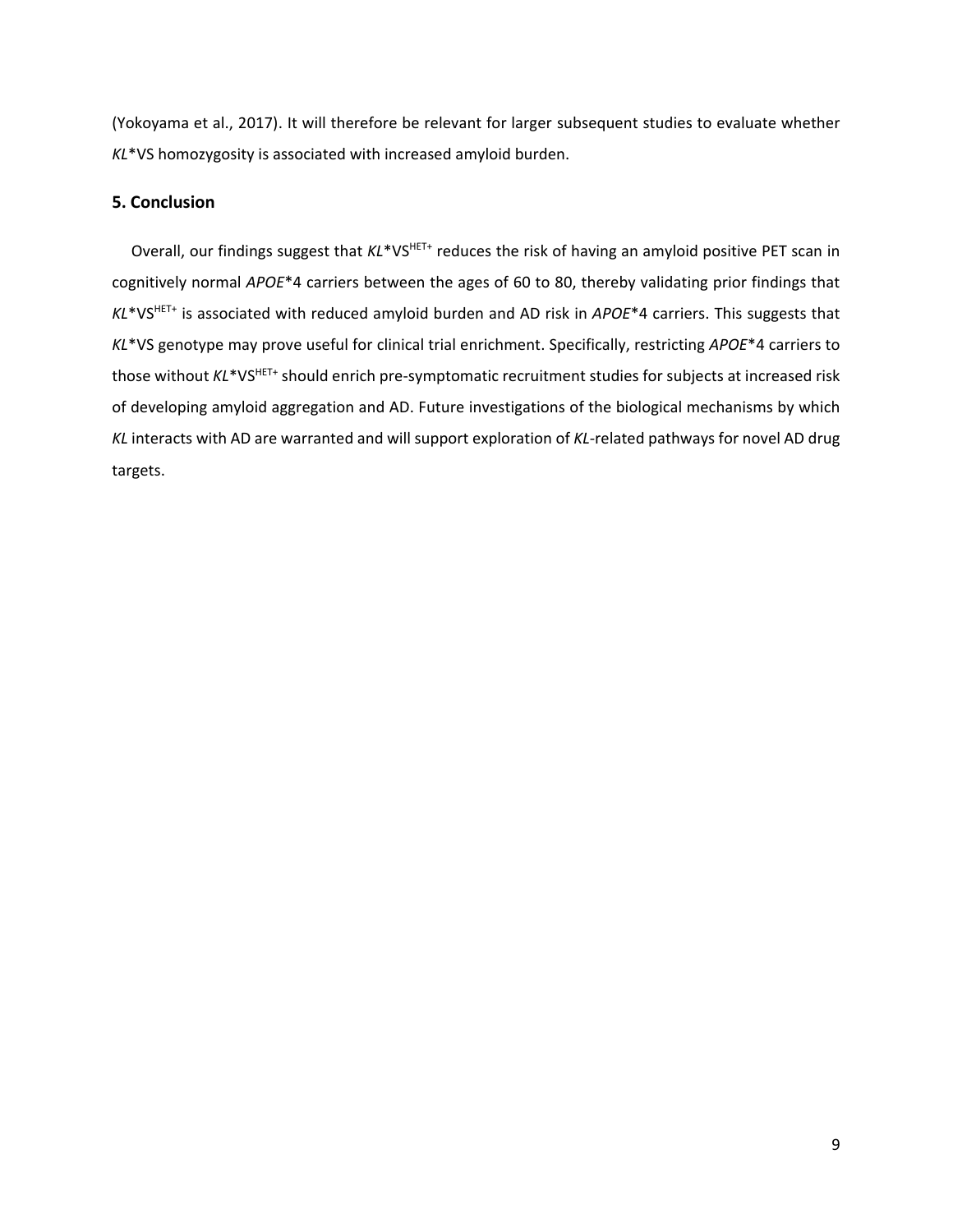(Yokoyama et al., 2017). It will therefore be relevant for larger subsequent studies to evaluate whether *KL**VS homozygosity is associated with increased amyloid burden.

## 5. Conclusion

Overall, our findings suggest that *KL**VS$^{HET+}$ reduces the risk of having an amyloid positive PET scan in cognitively normal *APOE**4 carriers between the ages of 60 to 80, thereby validating prior findings that *KL**VS$^{HET+}$ is associated with reduced amyloid burden and AD risk in *APOE**4 carriers. This suggests that *KL**VS genotype may prove useful for clinical trial enrichment. Specifically, restricting *APOE**4 carriers to those without *KL**VS$^{HET+}$ should enrich pre-symptomatic recruitment studies for subjects at increased risk of developing amyloid aggregation and AD. Future investigations of the biological mechanisms by which *KL* interacts with AD are warranted and will support exploration of *KL*-related pathways for novel AD drug targets.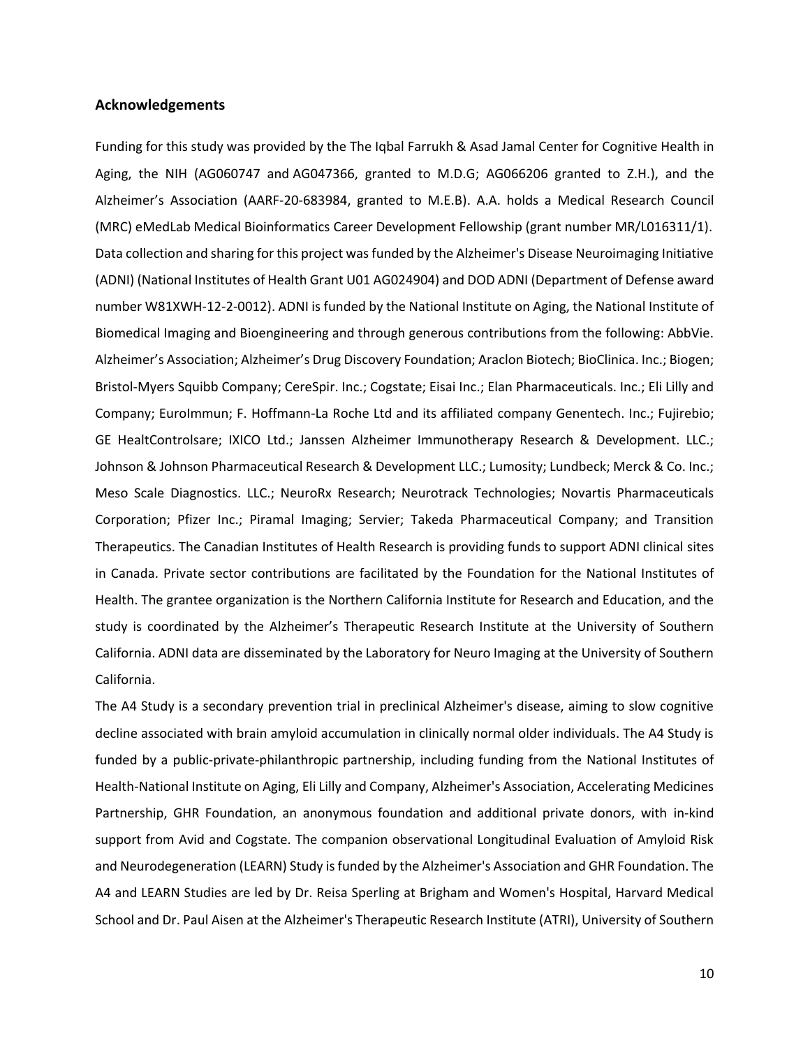## Acknowledgements

Funding for this study was provided by the The Iqbal Farrukh & Asad Jamal Center for Cognitive Health in Aging, the NIH (AG060747 and AG047366, granted to M.D.G; AG066206 granted to Z.H.), and the Alzheimer's Association (AARF-20-683984, granted to M.E.B). A.A. holds a Medical Research Council (MRC) eMedLab Medical Bioinformatics Career Development Fellowship (grant number MR/L016311/1). Data collection and sharing for this project was funded by the Alzheimer's Disease Neuroimaging Initiative (ADNI) (National Institutes of Health Grant U01 AG024904) and DOD ADNI (Department of Defense award number W81XWH-12-2-0012). ADNI is funded by the National Institute on Aging, the National Institute of Biomedical Imaging and Bioengineering and through generous contributions from the following: AbbVie. Alzheimer's Association; Alzheimer's Drug Discovery Foundation; Araclon Biotech; BioClinica. Inc.; Biogen; Bristol-Myers Squibb Company; CereSpir. Inc.; Cogstate; Eisai Inc.; Elan Pharmaceuticals. Inc.; Eli Lilly and Company; EuroImmun; F. Hoffmann-La Roche Ltd and its affiliated company Genentech. Inc.; Fujirebio; GE HealtControlsare; IXICO Ltd.; Janssen Alzheimer Immunotherapy Research & Development. LLC.; Johnson & Johnson Pharmaceutical Research & Development LLC.; Lumosity; Lundbeck; Merck & Co. Inc.; Meso Scale Diagnostics. LLC.; NeuroRx Research; Neurotrack Technologies; Novartis Pharmaceuticals Corporation; Pfizer Inc.; Piramal Imaging; Servier; Takeda Pharmaceutical Company; and Transition Therapeutics. The Canadian Institutes of Health Research is providing funds to support ADNI clinical sites in Canada. Private sector contributions are facilitated by the Foundation for the National Institutes of Health. The grantee organization is the Northern California Institute for Research and Education, and the study is coordinated by the Alzheimer's Therapeutic Research Institute at the University of Southern California. ADNI data are disseminated by the Laboratory for Neuro Imaging at the University of Southern California.

The A4 Study is a secondary prevention trial in preclinical Alzheimer's disease, aiming to slow cognitive decline associated with brain amyloid accumulation in clinically normal older individuals. The A4 Study is funded by a public-private-philanthropic partnership, including funding from the National Institutes of Health-National Institute on Aging, Eli Lilly and Company, Alzheimer's Association, Accelerating Medicines Partnership, GHR Foundation, an anonymous foundation and additional private donors, with in-kind support from Avid and Cogstate. The companion observational Longitudinal Evaluation of Amyloid Risk and Neurodegeneration (LEARN) Study is funded by the Alzheimer's Association and GHR Foundation. The A4 and LEARN Studies are led by Dr. Reisa Sperling at Brigham and Women's Hospital, Harvard Medical School and Dr. Paul Aisen at the Alzheimer's Therapeutic Research Institute (ATRI), University of Southern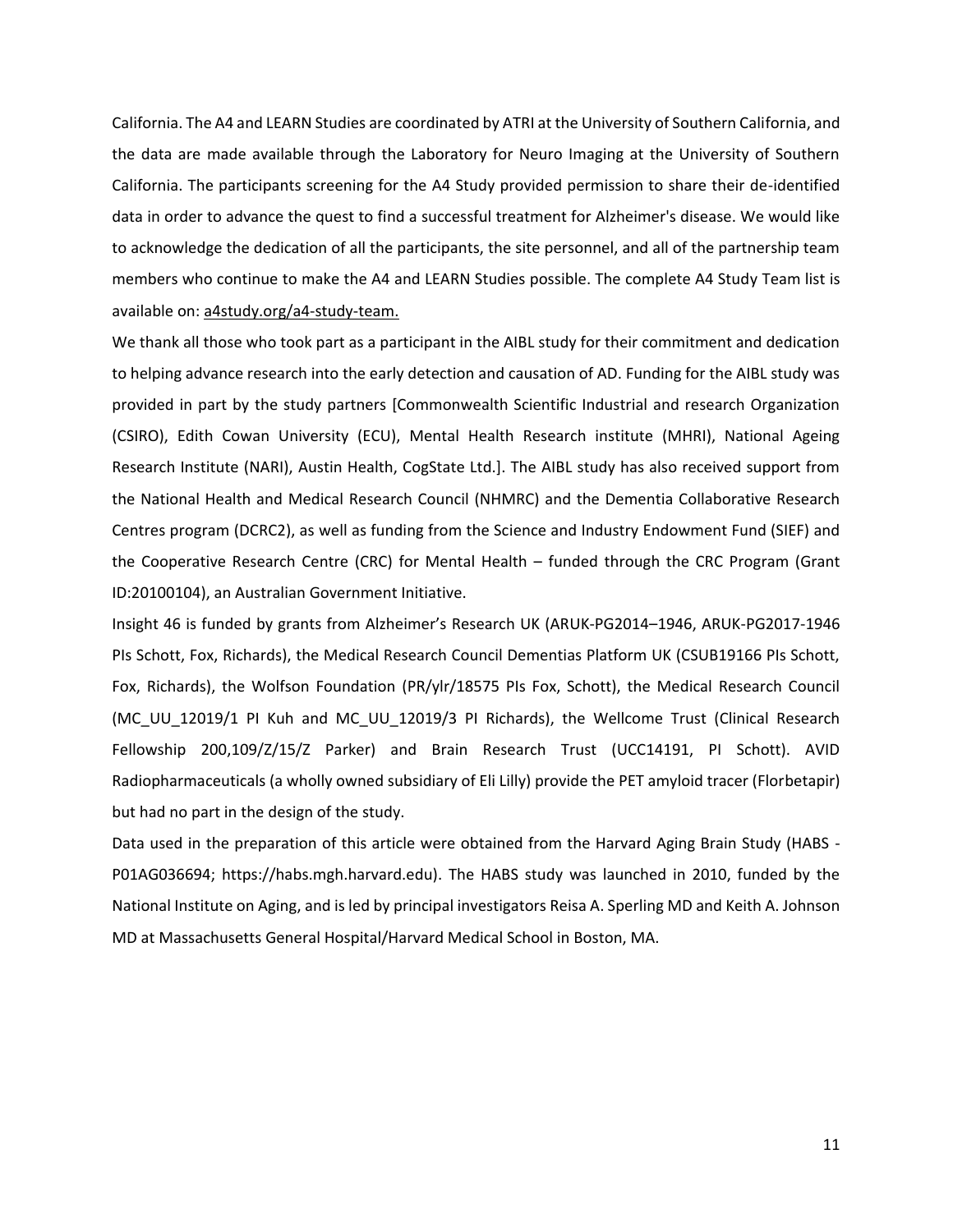California. The A4 and LEARN Studies are coordinated by ATRI at the University of Southern California, and the data are made available through the Laboratory for Neuro Imaging at the University of Southern California. The participants screening for the A4 Study provided permission to share their de-identified data in order to advance the quest to find a successful treatment for Alzheimer's disease. We would like to acknowledge the dedication of all the participants, the site personnel, and all of the partnership team members who continue to make the A4 and LEARN Studies possible. The complete A4 Study Team list is available on: a4study.org/a4-study-team.

We thank all those who took part as a participant in the AIBL study for their commitment and dedication to helping advance research into the early detection and causation of AD. Funding for the AIBL study was provided in part by the study partners [Commonwealth Scientific Industrial and research Organization (CSIRO), Edith Cowan University (ECU), Mental Health Research institute (MHRI), National Ageing Research Institute (NARI), Austin Health, CogState Ltd.]. The AIBL study has also received support from the National Health and Medical Research Council (NHMRC) and the Dementia Collaborative Research Centres program (DCRC2), as well as funding from the Science and Industry Endowment Fund (SIEF) and the Cooperative Research Centre (CRC) for Mental Health – funded through the CRC Program (Grant ID:20100104), an Australian Government Initiative.

Insight 46 is funded by grants from Alzheimer's Research UK (ARUK-PG2014–1946, ARUK-PG2017-1946 PIs Schott, Fox, Richards), the Medical Research Council Dementias Platform UK (CSUB19166 PIs Schott, Fox, Richards), the Wolfson Foundation (PR/ylr/18575 PIs Fox, Schott), the Medical Research Council (MC_UU_12019/1 PI Kuh and MC_UU_12019/3 PI Richards), the Wellcome Trust (Clinical Research Fellowship 200,109/Z/15/Z Parker) and Brain Research Trust (UCC14191, PI Schott). AVID Radiopharmaceuticals (a wholly owned subsidiary of Eli Lilly) provide the PET amyloid tracer (Florbetapir) but had no part in the design of the study.

Data used in the preparation of this article were obtained from the Harvard Aging Brain Study (HABS - P01AG036694; https://habs.mgh.harvard.edu). The HABS study was launched in 2010, funded by the National Institute on Aging, and is led by principal investigators Reisa A. Sperling MD and Keith A. Johnson MD at Massachusetts General Hospital/Harvard Medical School in Boston, MA.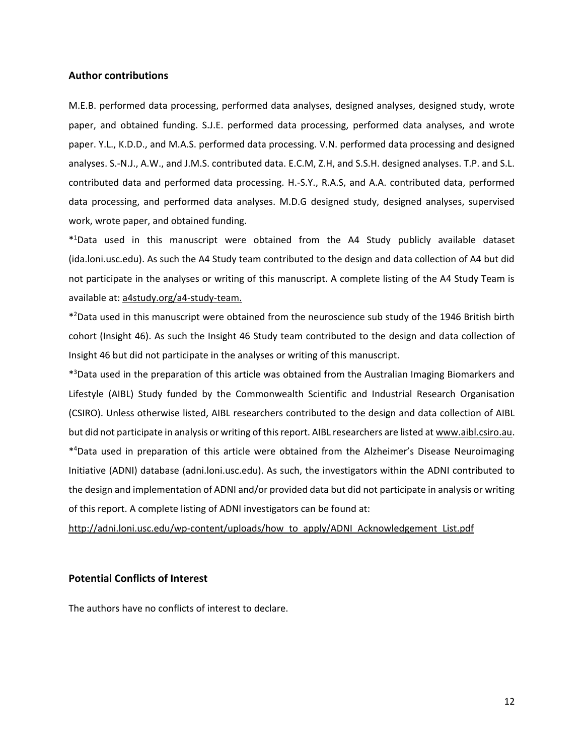## Author contributions

M.E.B. performed data processing, performed data analyses, designed analyses, designed study, wrote paper, and obtained funding. S.J.E. performed data processing, performed data analyses, and wrote paper. Y.L., K.D.D., and M.A.S. performed data processing. V.N. performed data processing and designed analyses. S.-N.J., A.W., and J.M.S. contributed data. E.C.M, Z.H, and S.S.H. designed analyses. T.P. and S.L. contributed data and performed data processing. H.-S.Y., R.A.S, and A.A. contributed data, performed data processing, and performed data analyses. M.D.G designed study, designed analyses, supervised work, wrote paper, and obtained funding.

*[1]Data used in this manuscript were obtained from the A4 Study publicly available dataset (ida.loni.usc.edu). As such the A4 Study team contributed to the design and data collection of A4 but did not participate in the analyses or writing of this manuscript. A complete listing of the A4 Study Team is available at: a4study.org/a4-study-team.

*[2]Data used in this manuscript were obtained from the neuroscience sub study of the 1946 British birth cohort (Insight 46). As such the Insight 46 Study team contributed to the design and data collection of Insight 46 but did not participate in the analyses or writing of this manuscript.

*[3]Data used in the preparation of this article was obtained from the Australian Imaging Biomarkers and Lifestyle (AIBL) Study funded by the Commonwealth Scientific and Industrial Research Organisation (CSIRO). Unless otherwise listed, AIBL researchers contributed to the design and data collection of AIBL but did not participate in analysis or writing of this report. AIBL researchers are listed at www.aibl.csiro.au.

*[4]Data used in preparation of this article were obtained from the Alzheimer's Disease Neuroimaging Initiative (ADNI) database (adni.loni.usc.edu). As such, the investigators within the ADNI contributed to the design and implementation of ADNI and/or provided data but did not participate in analysis or writing of this report. A complete listing of ADNI investigators can be found at:

http://adni.loni.usc.edu/wp-content/uploads/how_to_apply/ADNI_Acknowledgement_List.pdf

## Potential Conflicts of Interest

The authors have no conflicts of interest to declare.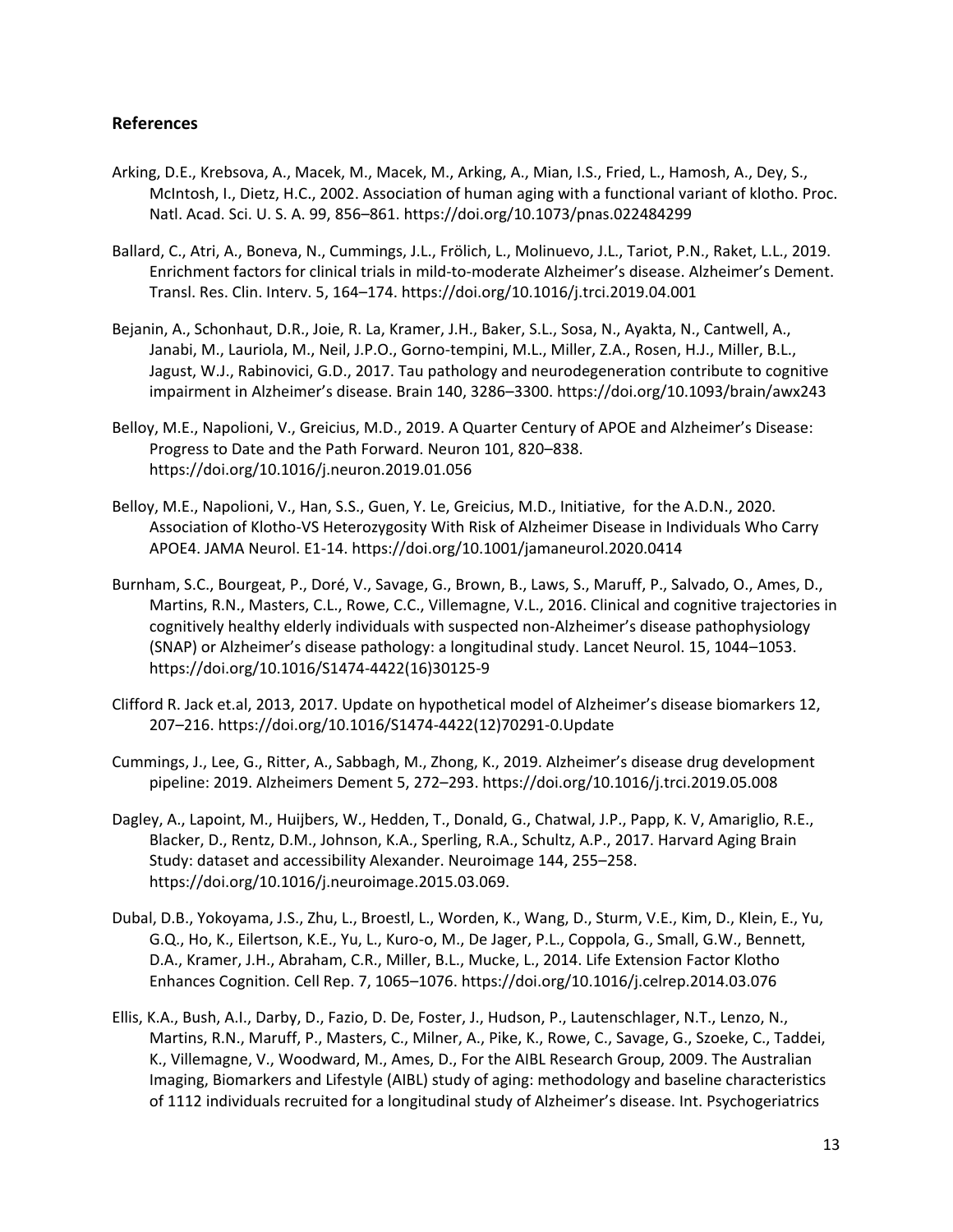## References

Arking, D.E., Krebsova, A., Macek, M., Macek, M., Arking, A., Mian, I.S., Fried, L., Hamosh, A., Dey, S., McIntosh, I., Dietz, H.C., 2002. Association of human aging with a functional variant of klotho. Proc. Natl. Acad. Sci. U. S. A. 99, 856–861. https://doi.org/10.1073/pnas.022484299

Ballard, C., Atri, A., Boneva, N., Cummings, J.L., Frölich, L., Molinuevo, J.L., Tariot, P.N., Raket, L.L., 2019. Enrichment factors for clinical trials in mild-to-moderate Alzheimer's disease. Alzheimer's Dement. Transl. Res. Clin. Interv. 5, 164–174. https://doi.org/10.1016/j.trci.2019.04.001

Bejanin, A., Schonhaut, D.R., Joie, R. La, Kramer, J.H., Baker, S.L., Sosa, N., Ayakta, N., Cantwell, A., Janabi, M., Lauriola, M., Neil, J.P.O., Gorno-tempini, M.L., Miller, Z.A., Rosen, H.J., Miller, B.L., Jagust, W.J., Rabinovici, G.D., 2017. Tau pathology and neurodegeneration contribute to cognitive impairment in Alzheimer's disease. Brain 140, 3286–3300. https://doi.org/10.1093/brain/awx243

Belloy, M.E., Napolioni, V., Greicius, M.D., 2019. A Quarter Century of APOE and Alzheimer's Disease: Progress to Date and the Path Forward. Neuron 101, 820–838. https://doi.org/10.1016/j.neuron.2019.01.056

Belloy, M.E., Napolioni, V., Han, S.S., Guen, Y. Le, Greicius, M.D., Initiative, for the A.D.N., 2020. Association of Klotho-VS Heterozygosity With Risk of Alzheimer Disease in Individuals Who Carry APOE4. JAMA Neurol. E1-14. https://doi.org/10.1001/jamaneurol.2020.0414

Burnham, S.C., Bourgeat, P., Doré, V., Savage, G., Brown, B., Laws, S., Maruff, P., Salvado, O., Ames, D., Martins, R.N., Masters, C.L., Rowe, C.C., Villemagne, V.L., 2016. Clinical and cognitive trajectories in cognitively healthy elderly individuals with suspected non-Alzheimer's disease pathophysiology (SNAP) or Alzheimer's disease pathology: a longitudinal study. Lancet Neurol. 15, 1044–1053. https://doi.org/10.1016/S1474-4422(16)30125-9

Clifford R. Jack et.al, 2013, 2017. Update on hypothetical model of Alzheimer's disease biomarkers 12, 207–216. https://doi.org/10.1016/S1474-4422(12)70291-0.Update

Cummings, J., Lee, G., Ritter, A., Sabbagh, M., Zhong, K., 2019. Alzheimer's disease drug development pipeline: 2019. Alzheimers Dement 5, 272–293. https://doi.org/10.1016/j.trci.2019.05.008

Dagley, A., Lapoint, M., Huijbers, W., Hedden, T., Donald, G., Chatwal, J.P., Papp, K. V, Amariglio, R.E., Blacker, D., Rentz, D.M., Johnson, K.A., Sperling, R.A., Schultz, A.P., 2017. Harvard Aging Brain Study: dataset and accessibility Alexander. Neuroimage 144, 255–258. https://doi.org/10.1016/j.neuroimage.2015.03.069.

Dubal, D.B., Yokoyama, J.S., Zhu, L., Broestl, L., Worden, K., Wang, D., Sturm, V.E., Kim, D., Klein, E., Yu, G.Q., Ho, K., Eilertson, K.E., Yu, L., Kuro-o, M., De Jager, P.L., Coppola, G., Small, G.W., Bennett, D.A., Kramer, J.H., Abraham, C.R., Miller, B.L., Mucke, L., 2014. Life Extension Factor Klotho Enhances Cognition. Cell Rep. 7, 1065–1076. https://doi.org/10.1016/j.celrep.2014.03.076

Ellis, K.A., Bush, A.I., Darby, D., Fazio, D. De, Foster, J., Hudson, P., Lautenschlager, N.T., Lenzo, N., Martins, R.N., Maruff, P., Masters, C., Milner, A., Pike, K., Rowe, C., Savage, G., Szoeke, C., Taddei, K., Villemagne, V., Woodward, M., Ames, D., For the AIBL Research Group, 2009. The Australian Imaging, Biomarkers and Lifestyle (AIBL) study of aging: methodology and baseline characteristics of 1112 individuals recruited for a longitudinal study of Alzheimer's disease. Int. Psychogeriatrics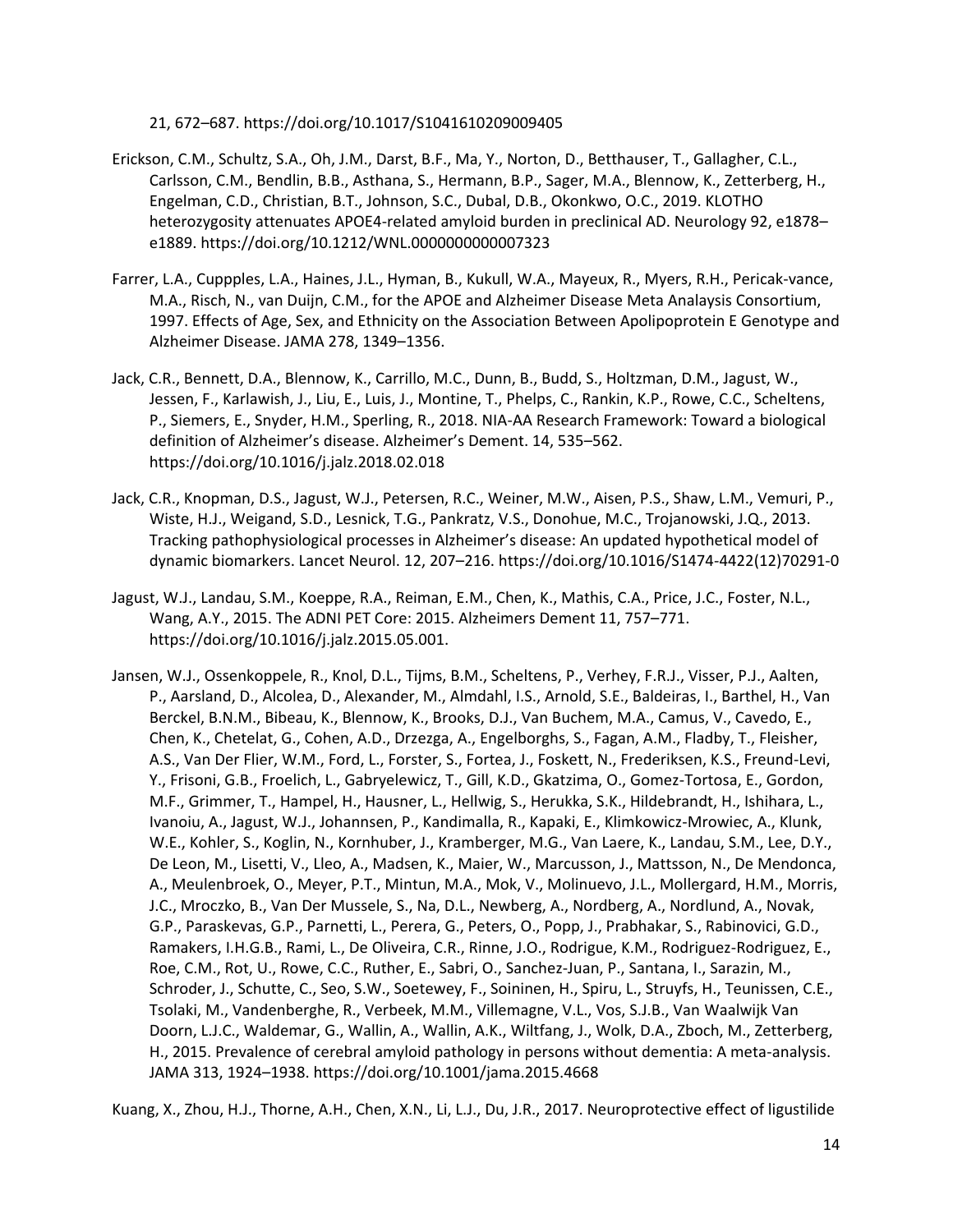21, 672–687. https://doi.org/10.1017/S1041610209009405

Erickson, C.M., Schultz, S.A., Oh, J.M., Darst, B.F., Ma, Y., Norton, D., Betthauser, T., Gallagher, C.L., Carlsson, C.M., Bendlin, B.B., Asthana, S., Hermann, B.P., Sager, M.A., Blennow, K., Zetterberg, H., Engelman, C.D., Christian, B.T., Johnson, S.C., Dubal, D.B., Okonkwo, O.C., 2019. KLOTHO heterozygosity attenuates APOE4-related amyloid burden in preclinical AD. Neurology 92, e1878–e1889. https://doi.org/10.1212/WNL.0000000000007323

Farrer, L.A., Cuppples, L.A., Haines, J.L., Hyman, B., Kukull, W.A., Mayeux, R., Myers, R.H., Pericak-vance, M.A., Risch, N., van Duijn, C.M., for the APOE and Alzheimer Disease Meta Analaysis Consortium, 1997. Effects of Age, Sex, and Ethnicity on the Association Between Apolipoprotein E Genotype and Alzheimer Disease. JAMA 278, 1349–1356.

Jack, C.R., Bennett, D.A., Blennow, K., Carrillo, M.C., Dunn, B., Budd, S., Holtzman, D.M., Jagust, W., Jessen, F., Karlawish, J., Liu, E., Luis, J., Montine, T., Phelps, C., Rankin, K.P., Rowe, C.C., Scheltens, P., Siemers, E., Snyder, H.M., Sperling, R., 2018. NIA-AA Research Framework: Toward a biological definition of Alzheimer's disease. Alzheimer's Dement. 14, 535–562. https://doi.org/10.1016/j.jalz.2018.02.018

Jack, C.R., Knopman, D.S., Jagust, W.J., Petersen, R.C., Weiner, M.W., Aisen, P.S., Shaw, L.M., Vemuri, P., Wiste, H.J., Weigand, S.D., Lesnick, T.G., Pankratz, V.S., Donohue, M.C., Trojanowski, J.Q., 2013. Tracking pathophysiological processes in Alzheimer's disease: An updated hypothetical model of dynamic biomarkers. Lancet Neurol. 12, 207–216. https://doi.org/10.1016/S1474-4422(12)70291-0

Jagust, W.J., Landau, S.M., Koeppe, R.A., Reiman, E.M., Chen, K., Mathis, C.A., Price, J.C., Foster, N.L., Wang, A.Y., 2015. The ADNI PET Core: 2015. Alzheimers Dement 11, 757–771. https://doi.org/10.1016/j.jalz.2015.05.001.

Jansen, W.J., Ossenkoppele, R., Knol, D.L., Tijms, B.M., Scheltens, P., Verhey, F.R.J., Visser, P.J., Aalten, P., Aarsland, D., Alcolea, D., Alexander, M., Almdahl, I.S., Arnold, S.E., Baldeiras, I., Barthel, H., Van Berckel, B.N.M., Bibeau, K., Blennow, K., Brooks, D.J., Van Buchem, M.A., Camus, V., Cavedo, E., Chen, K., Chetelat, G., Cohen, A.D., Drzezga, A., Engelborghs, S., Fagan, A.M., Fladby, T., Fleisher, A.S., Van Der Flier, W.M., Ford, L., Forster, S., Fortea, J., Foskett, N., Frederiksen, K.S., Freund-Levi, Y., Frisoni, G.B., Froelich, L., Gabryelewicz, T., Gill, K.D., Gkatzima, O., Gomez-Tortosa, E., Gordon, M.F., Grimmer, T., Hampel, H., Hausner, L., Hellwig, S., Herukka, S.K., Hildebrandt, H., Ishihara, L., Ivanoiu, A., Jagust, W.J., Johannsen, P., Kandimalla, R., Kapaki, E., Klimkowicz-Mrowiec, A., Klunk, W.E., Kohler, S., Koglin, N., Kornhuber, J., Kramberger, M.G., Van Laere, K., Landau, S.M., Lee, D.Y., De Leon, M., Lisetti, V., Lleo, A., Madsen, K., Maier, W., Marcusson, J., Mattsson, N., De Mendonca, A., Meulenbroek, O., Meyer, P.T., Mintun, M.A., Mok, V., Molinuevo, J.L., Mollergard, H.M., Morris, J.C., Mroczko, B., Van Der Mussele, S., Na, D.L., Newberg, A., Nordberg, A., Nordlund, A., Novak, G.P., Paraskevas, G.P., Parnetti, L., Perera, G., Peters, O., Popp, J., Prabhakar, S., Rabinovici, G.D., Ramakers, I.H.G.B., Rami, L., De Oliveira, C.R., Rinne, J.O., Rodrigue, K.M., Rodriguez-Rodriguez, E., Roe, C.M., Rot, U., Rowe, C.C., Ruther, E., Sabri, O., Sanchez-Juan, P., Santana, I., Sarazin, M., Schroder, J., Schutte, C., Seo, S.W., Soetewey, F., Soininen, H., Spiru, L., Struyfs, H., Teunissen, C.E., Tsolaki, M., Vandenberghe, R., Verbeek, M.M., Villemagne, V.L., Vos, S.J.B., Van Waalwijk Van Doorn, L.J.C., Waldemar, G., Wallin, A., Wallin, A.K., Wiltfang, J., Wolk, D.A., Zboch, M., Zetterberg, H., 2015. Prevalence of cerebral amyloid pathology in persons without dementia: A meta-analysis. JAMA 313, 1924–1938. https://doi.org/10.1001/jama.2015.4668

Kuang, X., Zhou, H.J., Thorne, A.H., Chen, X.N., Li, L.J., Du, J.R., 2017. Neuroprotective effect of ligustilide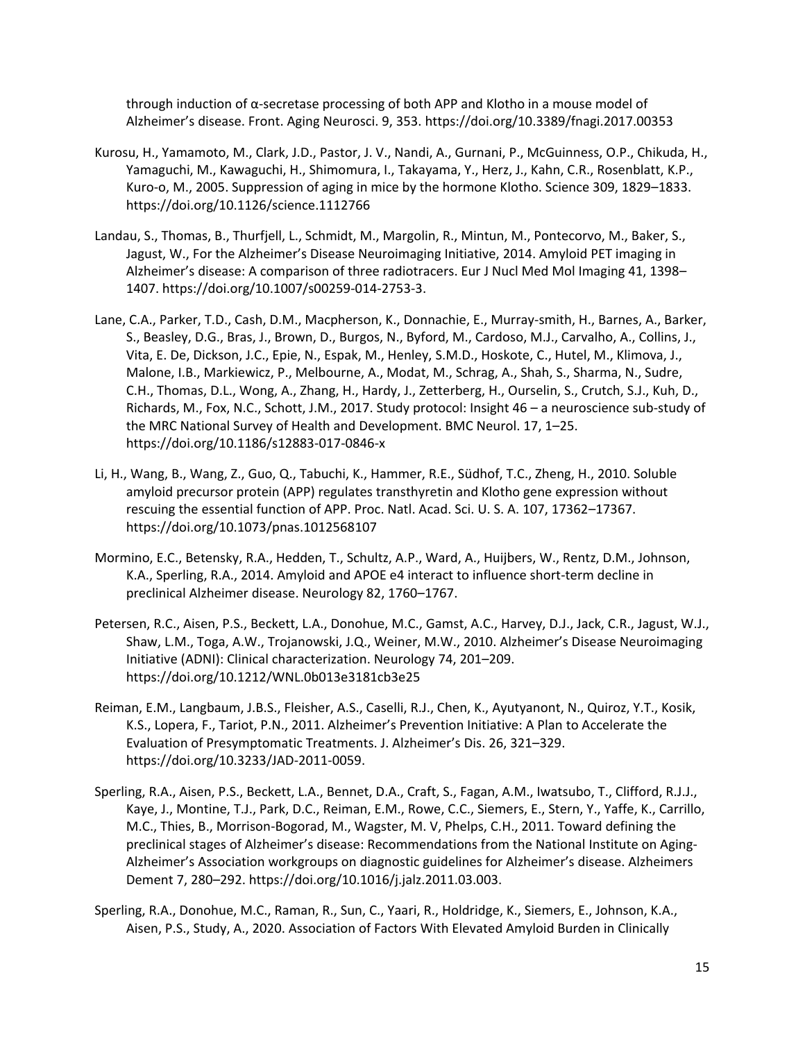through induction of α-secretase processing of both APP and Klotho in a mouse model of Alzheimer's disease. Front. Aging Neurosci. 9, 353. https://doi.org/10.3389/fnagi.2017.00353

Kurosu, H., Yamamoto, M., Clark, J.D., Pastor, J. V., Nandi, A., Gurnani, P., McGuinness, O.P., Chikuda, H., Yamaguchi, M., Kawaguchi, H., Shimomura, I., Takayama, Y., Herz, J., Kahn, C.R., Rosenblatt, K.P., Kuro-o, M., 2005. Suppression of aging in mice by the hormone Klotho. Science 309, 1829–1833. https://doi.org/10.1126/science.1112766

Landau, S., Thomas, B., Thurfjell, L., Schmidt, M., Margolin, R., Mintun, M., Pontecorvo, M., Baker, S., Jagust, W., For the Alzheimer's Disease Neuroimaging Initiative, 2014. Amyloid PET imaging in Alzheimer's disease: A comparison of three radiotracers. Eur J Nucl Med Mol Imaging 41, 1398–1407. https://doi.org/10.1007/s00259-014-2753-3.

Lane, C.A., Parker, T.D., Cash, D.M., Macpherson, K., Donnachie, E., Murray-smith, H., Barnes, A., Barker, S., Beasley, D.G., Bras, J., Brown, D., Burgos, N., Byford, M., Cardoso, M.J., Carvalho, A., Collins, J., Vita, E. De, Dickson, J.C., Epie, N., Espak, M., Henley, S.M.D., Hoskote, C., Hutel, M., Klimova, J., Malone, I.B., Markiewicz, P., Melbourne, A., Modat, M., Schrag, A., Shah, S., Sharma, N., Sudre, C.H., Thomas, D.L., Wong, A., Zhang, H., Hardy, J., Zetterberg, H., Ourselin, S., Crutch, S.J., Kuh, D., Richards, M., Fox, N.C., Schott, J.M., 2017. Study protocol: Insight 46 – a neuroscience sub-study of the MRC National Survey of Health and Development. BMC Neurol. 17, 1–25. https://doi.org/10.1186/s12883-017-0846-x

Li, H., Wang, B., Wang, Z., Guo, Q., Tabuchi, K., Hammer, R.E., Südhof, T.C., Zheng, H., 2010. Soluble amyloid precursor protein (APP) regulates transthyretin and Klotho gene expression without rescuing the essential function of APP. Proc. Natl. Acad. Sci. U. S. A. 107, 17362–17367. https://doi.org/10.1073/pnas.1012568107

Mormino, E.C., Betensky, R.A., Hedden, T., Schultz, A.P., Ward, A., Huijbers, W., Rentz, D.M., Johnson, K.A., Sperling, R.A., 2014. Amyloid and APOE e4 interact to influence short-term decline in preclinical Alzheimer disease. Neurology 82, 1760–1767.

Petersen, R.C., Aisen, P.S., Beckett, L.A., Donohue, M.C., Gamst, A.C., Harvey, D.J., Jack, C.R., Jagust, W.J., Shaw, L.M., Toga, A.W., Trojanowski, J.Q., Weiner, M.W., 2010. Alzheimer's Disease Neuroimaging Initiative (ADNI): Clinical characterization. Neurology 74, 201–209. https://doi.org/10.1212/WNL.0b013e3181cb3e25

Reiman, E.M., Langbaum, J.B.S., Fleisher, A.S., Caselli, R.J., Chen, K., Ayutyanont, N., Quiroz, Y.T., Kosik, K.S., Lopera, F., Tariot, P.N., 2011. Alzheimer's Prevention Initiative: A Plan to Accelerate the Evaluation of Presymptomatic Treatments. J. Alzheimer's Dis. 26, 321–329. https://doi.org/10.3233/JAD-2011-0059.

Sperling, R.A., Aisen, P.S., Beckett, L.A., Bennet, D.A., Craft, S., Fagan, A.M., Iwatsubo, T., Clifford, R.J.J., Kaye, J., Montine, T.J., Park, D.C., Reiman, E.M., Rowe, C.C., Siemers, E., Stern, Y., Yaffe, K., Carrillo, M.C., Thies, B., Morrison-Bogorad, M., Wagster, M. V, Phelps, C.H., 2011. Toward defining the preclinical stages of Alzheimer's disease: Recommendations from the National Institute on Aging-Alzheimer's Association workgroups on diagnostic guidelines for Alzheimer's disease. Alzheimers Dement 7, 280–292. https://doi.org/10.1016/j.jalz.2011.03.003.

Sperling, R.A., Donohue, M.C., Raman, R., Sun, C., Yaari, R., Holdridge, K., Siemers, E., Johnson, K.A., Aisen, P.S., Study, A., 2020. Association of Factors With Elevated Amyloid Burden in Clinically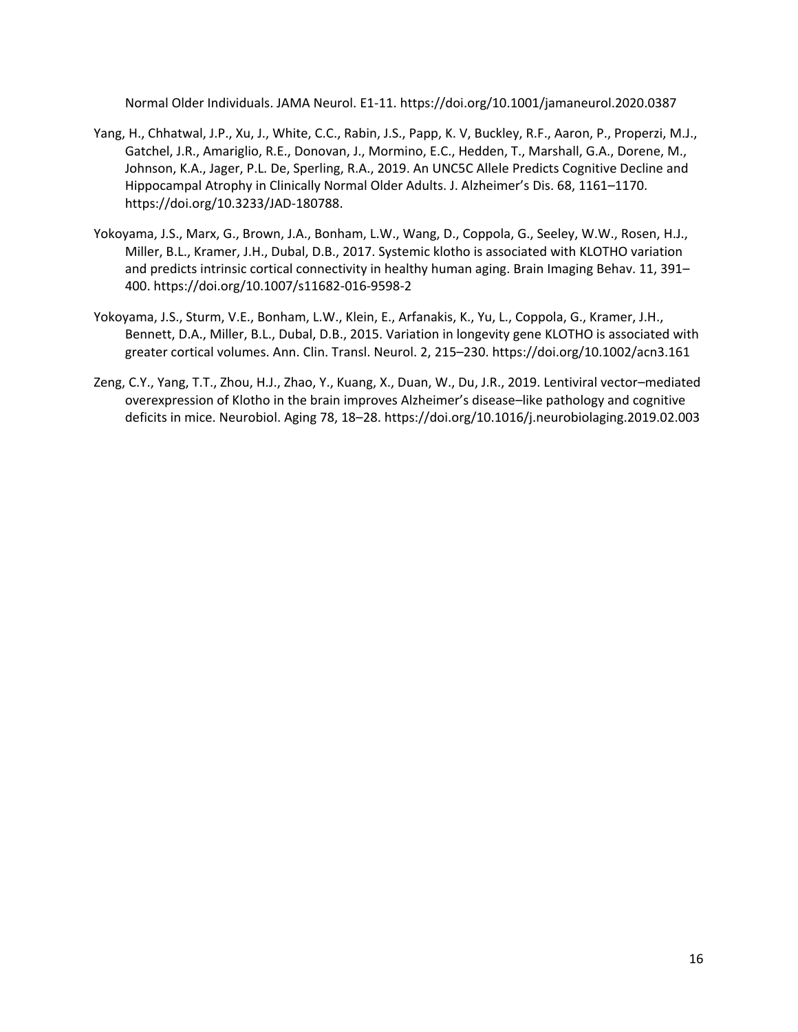Normal Older Individuals. JAMA Neurol. E1-11. https://doi.org/10.1001/jamaneurol.2020.0387

Yang, H., Chhatwal, J.P., Xu, J., White, C.C., Rabin, J.S., Papp, K. V, Buckley, R.F., Aaron, P., Properzi, M.J., Gatchel, J.R., Amariglio, R.E., Donovan, J., Mormino, E.C., Hedden, T., Marshall, G.A., Dorene, M., Johnson, K.A., Jager, P.L. De, Sperling, R.A., 2019. An UNC5C Allele Predicts Cognitive Decline and Hippocampal Atrophy in Clinically Normal Older Adults. J. Alzheimer's Dis. 68, 1161–1170. https://doi.org/10.3233/JAD-180788.

Yokoyama, J.S., Marx, G., Brown, J.A., Bonham, L.W., Wang, D., Coppola, G., Seeley, W.W., Rosen, H.J., Miller, B.L., Kramer, J.H., Dubal, D.B., 2017. Systemic klotho is associated with KLOTHO variation and predicts intrinsic cortical connectivity in healthy human aging. Brain Imaging Behav. 11, 391–400. https://doi.org/10.1007/s11682-016-9598-2

Yokoyama, J.S., Sturm, V.E., Bonham, L.W., Klein, E., Arfanakis, K., Yu, L., Coppola, G., Kramer, J.H., Bennett, D.A., Miller, B.L., Dubal, D.B., 2015. Variation in longevity gene KLOTHO is associated with greater cortical volumes. Ann. Clin. Transl. Neurol. 2, 215–230. https://doi.org/10.1002/acn3.161

Zeng, C.Y., Yang, T.T., Zhou, H.J., Zhao, Y., Kuang, X., Duan, W., Du, J.R., 2019. Lentiviral vector–mediated overexpression of Klotho in the brain improves Alzheimer's disease–like pathology and cognitive deficits in mice. Neurobiol. Aging 78, 18–28. https://doi.org/10.1016/j.neurobiolaging.2019.02.003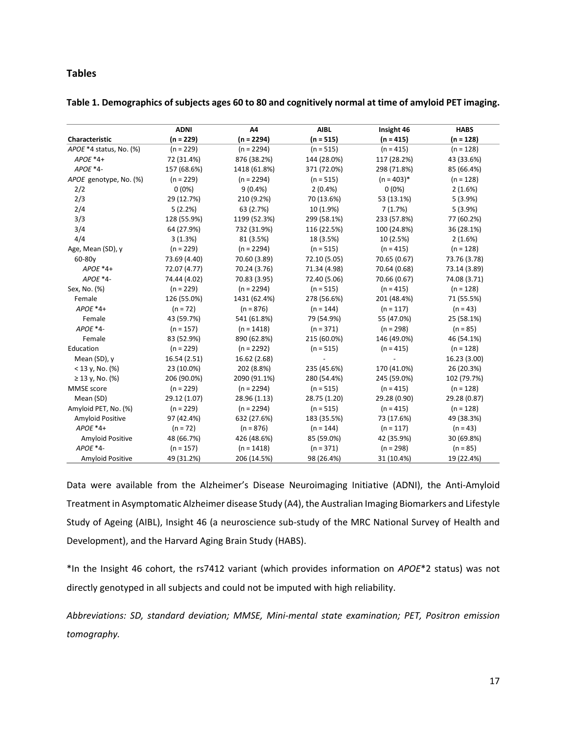## Tables

**Table 1. Demographics of subjects ages 60 to 80 and cognitively normal at time of amyloid PET imaging.**

| Characteristic | ADNI (n = 229) | A4 (n = 2294) | AIBL (n = 515) | Insight 46 (n = 415) | HABS (n = 128) |
|---|---|---|---|---|---|
| *APOE* *4 status, No. (%) | (n = 229) | (n = 2294) | (n = 515) | (n = 415) | (n = 128) |
| *APOE* *4+ | 72 (31.4%) | 876 (38.2%) | 144 (28.0%) | 117 (28.2%) | 43 (33.6%) |
| *APOE* *4- | 157 (68.6%) | 1418 (61.8%) | 371 (72.0%) | 298 (71.8%) | 85 (66.4%) |
| *APOE* genotype, No. (%) | (n = 229) | (n = 2294) | (n = 515) | (n = 403)* | (n = 128) |
| 2/2 | 0 (0%) | 9 (0.4%) | 2 (0.4%) | 0 (0%) | 2 (1.6%) |
| 2/3 | 29 (12.7%) | 210 (9.2%) | 70 (13.6%) | 53 (13.1%) | 5 (3.9%) |
| 2/4 | 5 (2.2%) | 63 (2.7%) | 10 (1.9%) | 7 (1.7%) | 5 (3.9%) |
| 3/3 | 128 (55.9%) | 1199 (52.3%) | 299 (58.1%) | 233 (57.8%) | 77 (60.2%) |
| 3/4 | 64 (27.9%) | 732 (31.9%) | 116 (22.5%) | 100 (24.8%) | 36 (28.1%) |
| 4/4 | 3 (1.3%) | 81 (3.5%) | 18 (3.5%) | 10 (2.5%) | 2 (1.6%) |
| Age, Mean (SD), y | (n = 229) | (n = 2294) | (n = 515) | (n = 415) | (n = 128) |
| 60-80y | 73.69 (4.40) | 70.60 (3.89) | 72.10 (5.05) | 70.65 (0.67) | 73.76 (3.78) |
| *APOE* *4+ | 72.07 (4.77) | 70.24 (3.76) | 71.34 (4.98) | 70.64 (0.68) | 73.14 (3.89) |
| *APOE* *4- | 74.44 (4.02) | 70.83 (3.95) | 72.40 (5.06) | 70.66 (0.67) | 74.08 (3.71) |
| Sex, No. (%) | (n = 229) | (n = 2294) | (n = 515) | (n = 415) | (n = 128) |
| Female | 126 (55.0%) | 1431 (62.4%) | 278 (56.6%) | 201 (48.4%) | 71 (55.5%) |
| *APOE* *4+ | (n = 72) | (n = 876) | (n = 144) | (n = 117) | (n = 43) |
| Female | 43 (59.7%) | 541 (61.8%) | 79 (54.9%) | 55 (47.0%) | 25 (58.1%) |
| *APOE* *4- | (n = 157) | (n = 1418) | (n = 371) | (n = 298) | (n = 85) |
| Female | 83 (52.9%) | 890 (62.8%) | 215 (60.0%) | 146 (49.0%) | 46 (54.1%) |
| Education | (n = 229) | (n = 2292) | (n = 515) | (n = 415) | (n = 128) |
| Mean (SD), y | 16.54 (2.51) | 16.62 (2.68) | - | - | 16.23 (3.00) |
| < 13 y, No. (%) | 23 (10.0%) | 202 (8.8%) | 235 (45.6%) | 170 (41.0%) | 26 (20.3%) |
| ≥ 13 y, No. (%) | 206 (90.0%) | 2090 (91.1%) | 280 (54.4%) | 245 (59.0%) | 102 (79.7%) |
| MMSE score | (n = 229) | (n = 2294) | (n = 515) | (n = 415) | (n = 128) |
| Mean (SD) | 29.12 (1.07) | 28.96 (1.13) | 28.75 (1.20) | 29.28 (0.90) | 29.28 (0.87) |
| Amyloid PET, No. (%) | (n = 229) | (n = 2294) | (n = 515) | (n = 415) | (n = 128) |
| Amyloid Positive | 97 (42.4%) | 632 (27.6%) | 183 (35.5%) | 73 (17.6%) | 49 (38.3%) |
| *APOE* *4+ | (n = 72) | (n = 876) | (n = 144) | (n = 117) | (n = 43) |
| Amyloid Positive | 48 (66.7%) | 426 (48.6%) | 85 (59.0%) | 42 (35.9%) | 30 (69.8%) |
| *APOE* *4- | (n = 157) | (n = 1418) | (n = 371) | (n = 298) | (n = 85) |
| Amyloid Positive | 49 (31.2%) | 206 (14.5%) | 98 (26.4%) | 31 (10.4%) | 19 (22.4%) |

Data were available from the Alzheimer's Disease Neuroimaging Initiative (ADNI), the Anti-Amyloid Treatment in Asymptomatic Alzheimer disease Study (A4), the Australian Imaging Biomarkers and Lifestyle Study of Ageing (AIBL), Insight 46 (a neuroscience sub-study of the MRC National Survey of Health and Development), and the Harvard Aging Brain Study (HABS).

*In the Insight 46 cohort, the rs7412 variant (which provides information on *APOE*\*2 status) was not directly genotyped in all subjects and could not be imputed with high reliability.

*Abbreviations: SD, standard deviation; MMSE, Mini-mental state examination; PET, Positron emission tomography.*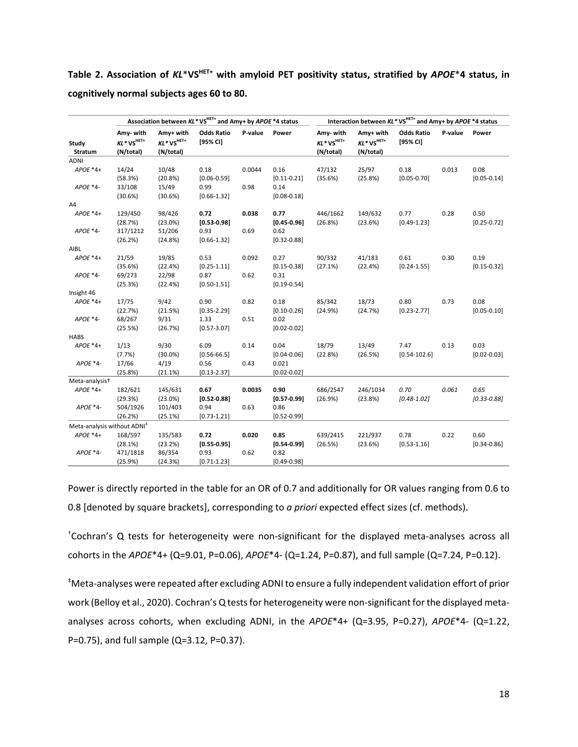**Table 2. Association of *KL*\*VS$^{HET+}$ with amyloid PET positivity status, stratified by *APOE*\*4 status, in cognitively normal subjects ages 60 to 80.**

| | Association between *KL*\*VS$^{HET+}$ and Amy+ by *APOE*\*4 status | | | | | Interaction between *KL*\*VS$^{HET+}$ and Amy+ by *APOE*\*4 status | | | | |
|---|---|---|---|---|---|---|---|---|---|---|
| Study Stratum | Amy- with *KL*\*VS$^{HET+}$ (N/total) | Amy+ with *KL*\*VS$^{HET+}$ (N/total) | Odds Ratio [95% CI] | P-value | Power | Amy- with *KL*\*VS$^{HET+}$ (N/total) | Amy+ with *KL*\*VS$^{HET+}$ (N/total) | Odds Ratio [95% CI] | P-value | Power |
| ADNI | | | | | | | | | | |
| *APOE*\*4+ | 14/24 (58.3%) | 10/48 (20.8%) | 0.18 [0.06-0.59] | 0.0044 | 0.16 [0.11-0.21] | 47/132 (35.6%) | 25/97 (25.8%) | 0.18 [0.05-0.70] | 0.013 | 0.08 [0.05-0.14] |
| *APOE*\*4- | 33/108 (30.6%) | 15/49 (30.6%) | 0.99 [0.66-1.32] | 0.98 | 0.14 [0.08-0.18] | | | | | |
| A4 | | | | | | | | | | |
| *APOE*\*4+ | 129/450 (28.7%) | 98/426 (23.0%) | **0.72 [0.53-0.98]** | **0.038** | **0.77 [0.45-0.96]** | 446/1662 (26.8%) | 149/632 (23.6%) | 0.77 [0.49-1.23] | 0.28 | 0.50 [0.25-0.72] |
| *APOE*\*4- | 317/1212 (26.2%) | 51/206 (24.8%) | 0.93 [0.66-1.32] | 0.69 | 0.62 [0.32-0.88] | | | | | |
| AIBL | | | | | | | | | | |
| *APOE*\*4+ | 21/59 (35.6%) | 19/85 (22.4%) | 0.53 [0.25-1.11] | 0.092 | 0.27 [0.15-0.38] | 90/332 (27.1%) | 41/183 (22.4%) | 0.61 [0.24-1.55] | 0.30 | 0.19 [0.15-0.32] |
| *APOE*\*4- | 69/273 (25.3%) | 22/98 (22.4%) | 0.87 [0.50-1.51] | 0.62 | 0.31 [0.19-0.54] | | | | | |
| Insight 46 | | | | | | | | | | |
| *APOE*\*4+ | 17/75 (22.7%) | 9/42 (21.5%) | 0.90 [0.35-2.29] | 0.82 | 0.18 [0.10-0.26] | 85/342 (24.9%) | 18/73 (24.7%) | 0.80 [0.23-2.77] | 0.73 | 0.08 [0.05-0.10] |
| *APOE*\*4- | 68/267 (25.5%) | 9/31 (26.7%) | 1.33 [0.57-3.07] | 0.51 | 0.02 [0.02-0.02] | | | | | |
| HABS | | | | | | | | | | |
| *APOE*\*4+ | 1/13 (7.7%) | 9/30 (30.0%) | 6.09 [0.56-66.5] | 0.14 | 0.04 [0.04-0.06] | 18/79 (22.8%) | 13/49 (26.5%) | 7.47 [0.54-102.6] | 0.13 | 0.03 [0.02-0.03] |
| *APOE*\*4- | 17/66 (25.8%) | 4/19 (21.1%) | 0.56 [0.13-2.37] | 0.43 | 0.021 [0.02-0.02] | | | | | |
| Meta-analysis† | | | | | | | | | | |
| *APOE*\*4+ | 182/621 (29.3%) | 145/631 (23.0%) | **0.67 [0.52-0.88]** | **0.0035** | **0.90 [0.57-0.99]** | 686/2547 (26.9%) | 246/1034 (23.8%) | *0.70 [0.48-1.02]* | *0.061* | *0.65 [0.33-0.88]* |
| *APOE*\*4- | 504/1926 (26.2%) | 101/403 (25.1%) | 0.94 [0.73-1.21] | 0.63 | 0.86 [0.52-0.99] | | | | | |
| Meta-analysis without ADNI‡ | | | | | | | | | | |
| *APOE*\*4+ | 168/597 (28.1%) | 135/583 (23.2%) | **0.72 [0.55-0.95]** | **0.020** | **0.85 [0.54-0.99]** | 639/2415 (26.5%) | 221/937 (23.6%) | 0.78 [0.53-1.16] | 0.22 | 0.60 [0.34-0.86] |
| *APOE*\*4- | 471/1818 (25.9%) | 86/354 (24.3%) | 0.93 [0.71-1.23] | 0.62 | 0.82 [0.49-0.98] | | | | | |

Power is directly reported in the table for an OR of 0.7 and additionally for OR values ranging from 0.6 to 0.8 [denoted by square brackets], corresponding to *a priori* expected effect sizes (cf. methods).

†Cochran's Q tests for heterogeneity were non-significant for the displayed meta-analyses across all cohorts in the *APOE*\*4+ (Q=9.01, P=0.06), *APOE*\*4- (Q=1.24, P=0.87), and full sample (Q=7.24, P=0.12).

‡Meta-analyses were repeated after excluding ADNI to ensure a fully independent validation effort of prior work (Belloy et al., 2020). Cochran's Q tests for heterogeneity were non-significant for the displayed meta-analyses across cohorts, when excluding ADNI, in the *APOE*\*4+ (Q=3.95, P=0.27), *APOE*\*4- (Q=1.22, P=0.75), and full sample (Q=3.12, P=0.37).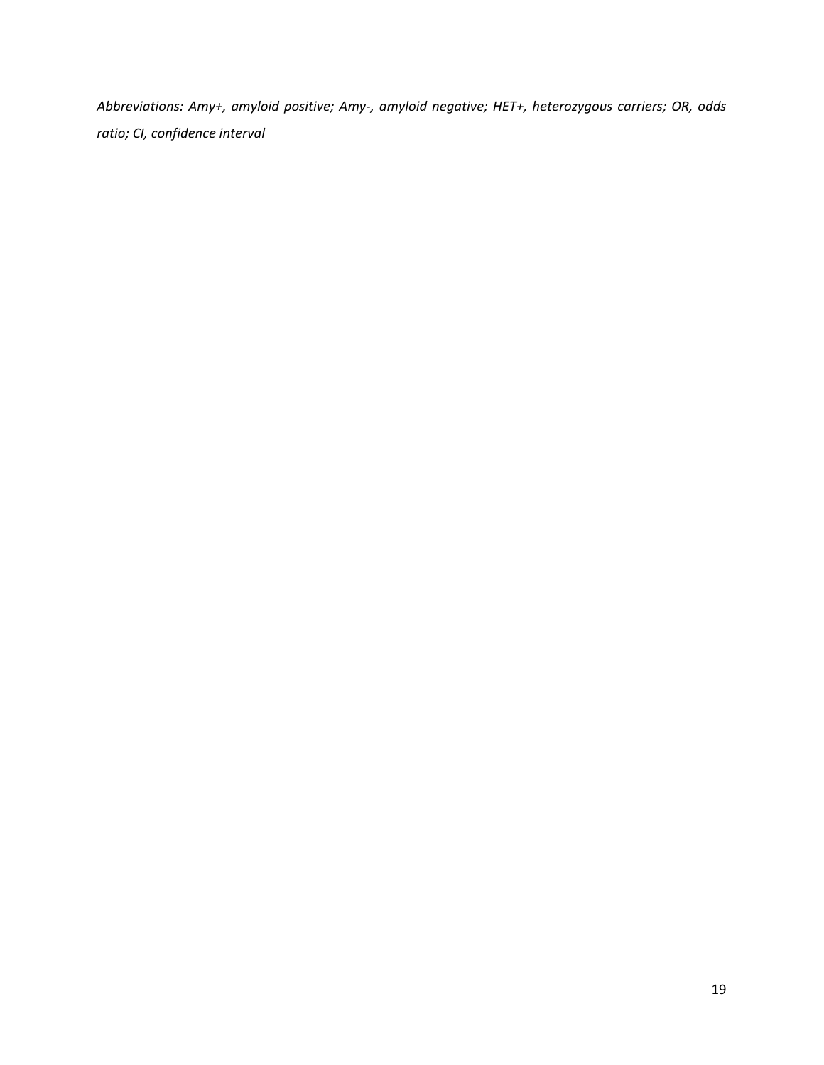*Abbreviations: Amy+, amyloid positive; Amy-, amyloid negative; HET+, heterozygous carriers; OR, odds ratio; CI, confidence interval*